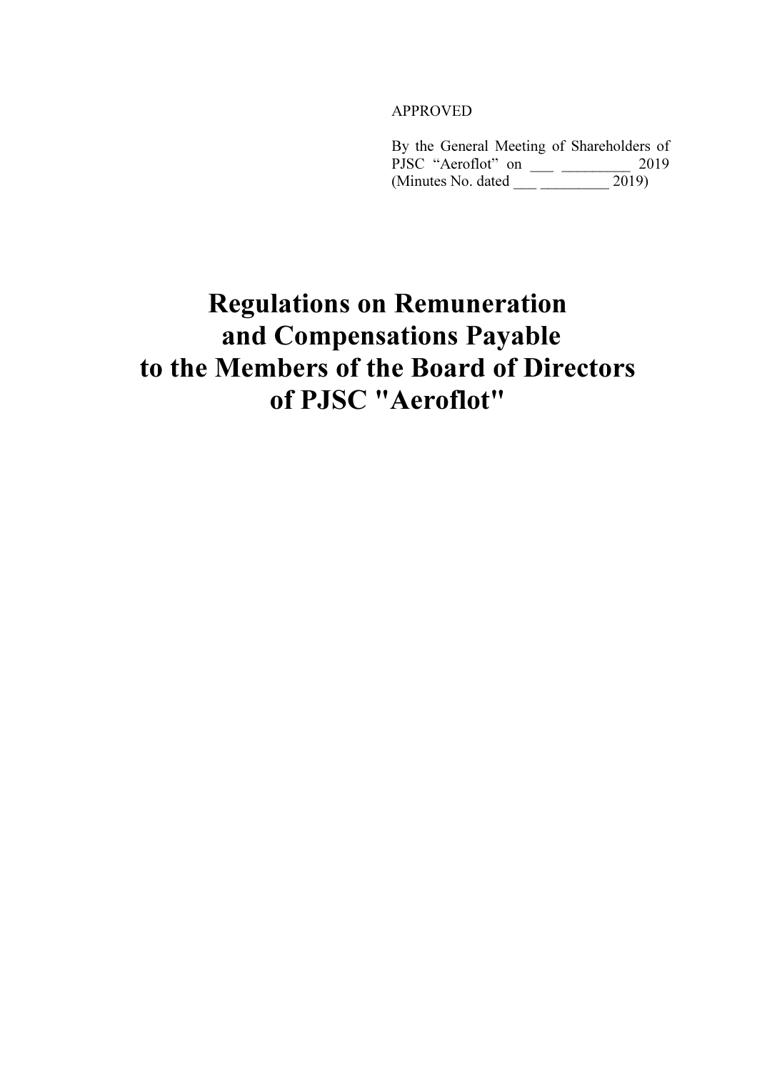APPROVED

By the General Meeting of Shareholders of PJSC “Aeroflot” on ___ _________ 2019 (Minutes No. dated ___ _________ 2019)

# Regulations on Remuneration and Compensations Payable to the Members of the Board of Directors of PJSC "Aeroflot"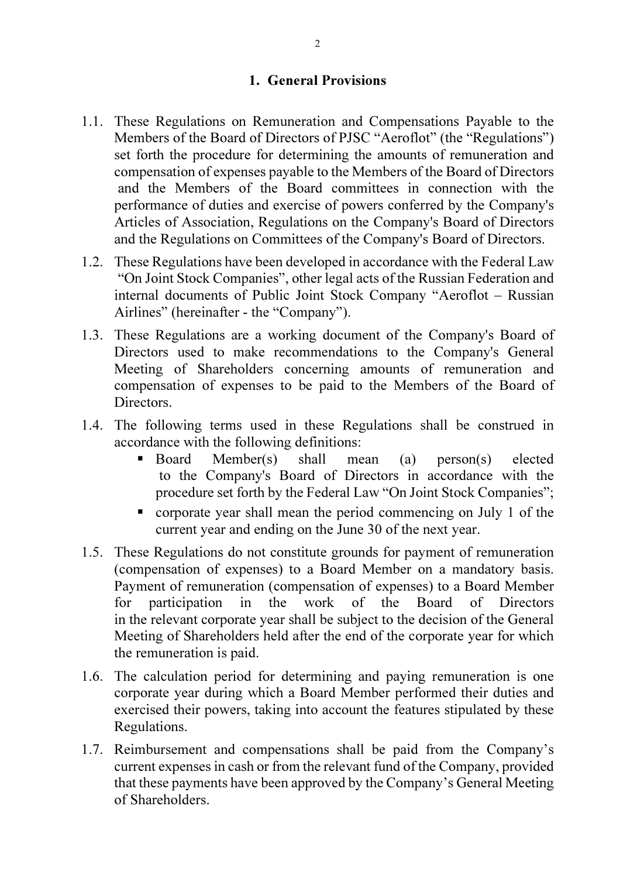## 1. General Provisions

1.1. These Regulations on Remuneration and Compensations Payable to the Members of the Board of Directors of PJSC "Aeroflot" (the "Regulations") set forth the procedure for determining the amounts of remuneration and compensation of expenses payable to the Members of the Board of Directors and the Members of the Board committees in connection with the performance of duties and exercise of powers conferred by the Company's Articles of Association, Regulations on the Company's Board of Directors and the Regulations on Committees of the Company's Board of Directors.

1.2. These Regulations have been developed in accordance with the Federal Law "On Joint Stock Companies", other legal acts of the Russian Federation and internal documents of Public Joint Stock Company "Aeroflot – Russian Airlines" (hereinafter - the "Company").

1.3. These Regulations are a working document of the Company's Board of Directors used to make recommendations to the Company's General Meeting of Shareholders concerning amounts of remuneration and compensation of expenses to be paid to the Members of the Board of Directors.

1.4. The following terms used in these Regulations shall be construed in accordance with the following definitions:

- Board Member(s) shall mean (a) person(s) elected to the Company's Board of Directors in accordance with the procedure set forth by the Federal Law "On Joint Stock Companies";
- corporate year shall mean the period commencing on July 1 of the current year and ending on the June 30 of the next year.

1.5. These Regulations do not constitute grounds for payment of remuneration (compensation of expenses) to a Board Member on a mandatory basis. Payment of remuneration (compensation of expenses) to a Board Member for participation in the work of the Board of Directors in the relevant corporate year shall be subject to the decision of the General Meeting of Shareholders held after the end of the corporate year for which the remuneration is paid.

1.6. The calculation period for determining and paying remuneration is one corporate year during which a Board Member performed their duties and exercised their powers, taking into account the features stipulated by these Regulations.

1.7. Reimbursement and compensations shall be paid from the Company's current expenses in cash or from the relevant fund of the Company, provided that these payments have been approved by the Company's General Meeting of Shareholders.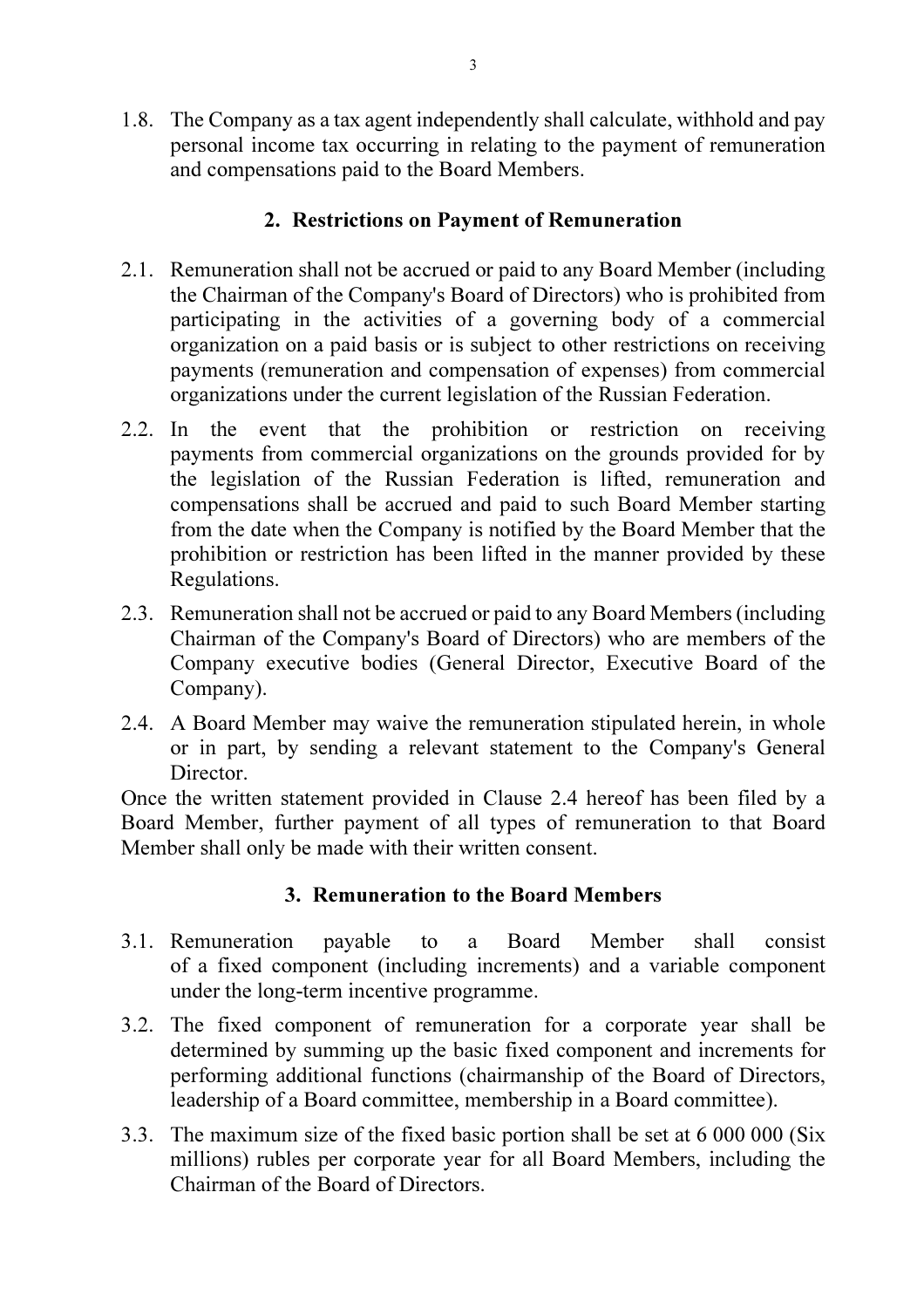1.8. The Company as a tax agent independently shall calculate, withhold and pay personal income tax occurring in relating to the payment of remuneration and compensations paid to the Board Members.

## 2. Restrictions on Payment of Remuneration

2.1. Remuneration shall not be accrued or paid to any Board Member (including the Chairman of the Company's Board of Directors) who is prohibited from participating in the activities of a governing body of a commercial organization on a paid basis or is subject to other restrictions on receiving payments (remuneration and compensation of expenses) from commercial organizations under the current legislation of the Russian Federation.

2.2. In the event that the prohibition or restriction on receiving payments from commercial organizations on the grounds provided for by the legislation of the Russian Federation is lifted, remuneration and compensations shall be accrued and paid to such Board Member starting from the date when the Company is notified by the Board Member that the prohibition or restriction has been lifted in the manner provided by these Regulations.

2.3. Remuneration shall not be accrued or paid to any Board Members (including Chairman of the Company's Board of Directors) who are members of the Company executive bodies (General Director, Executive Board of the Company).

2.4. A Board Member may waive the remuneration stipulated herein, in whole or in part, by sending a relevant statement to the Company's General Director.

Once the written statement provided in Clause 2.4 hereof has been filed by a Board Member, further payment of all types of remuneration to that Board Member shall only be made with their written consent.

## 3. Remuneration to the Board Members

3.1. Remuneration payable to a Board Member shall consist of a fixed component (including increments) and a variable component under the long-term incentive programme.

3.2. The fixed component of remuneration for a corporate year shall be determined by summing up the basic fixed component and increments for performing additional functions (chairmanship of the Board of Directors, leadership of a Board committee, membership in a Board committee).

3.3. The maximum size of the fixed basic portion shall be set at 6 000 000 (Six millions) rubles per corporate year for all Board Members, including the Chairman of the Board of Directors.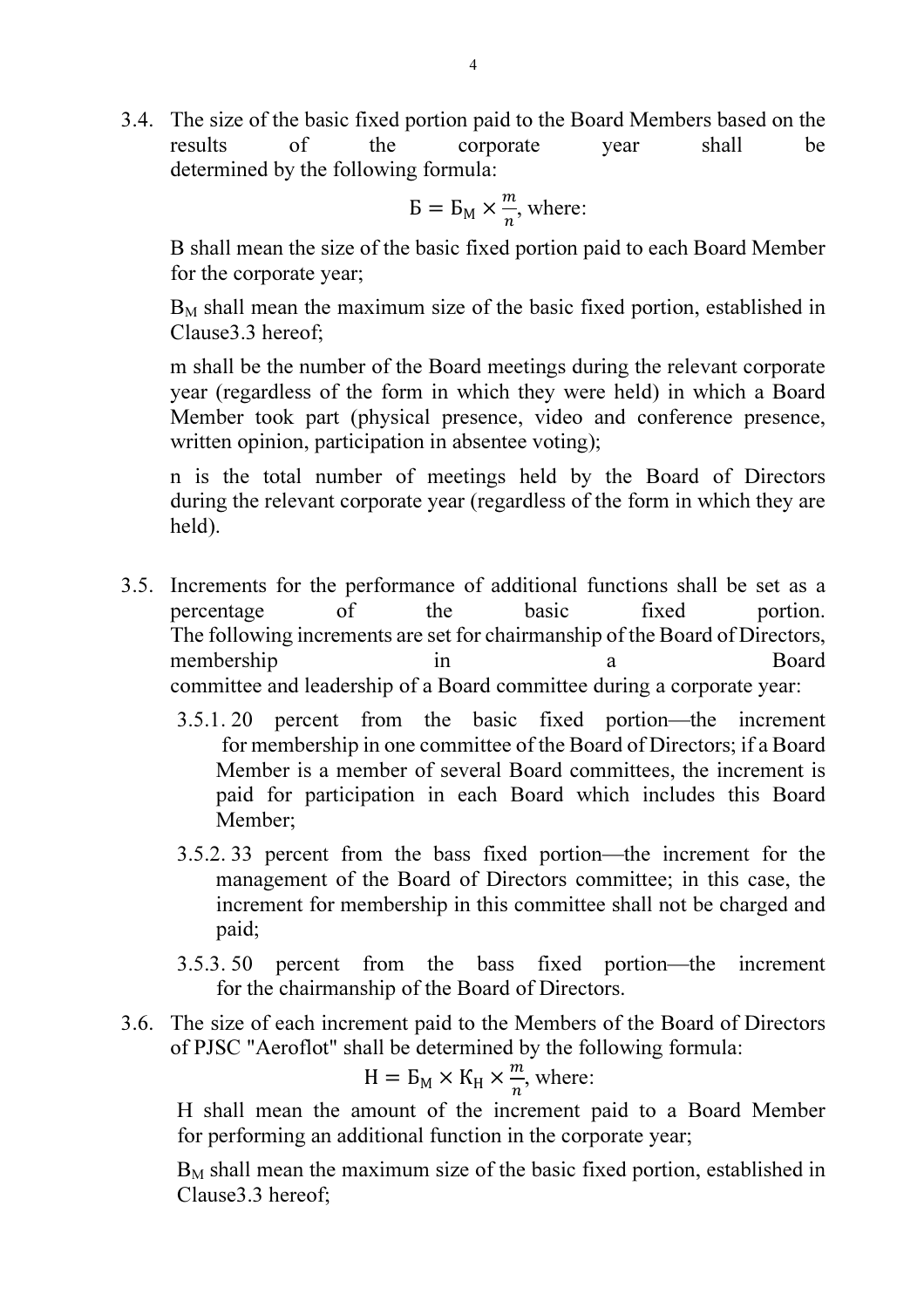3.4. The size of the basic fixed portion paid to the Board Members based on the results of the corporate year shall be determined by the following formula:

$$Б = Б_М \times \frac{m}{n}, \text{ where:}$$

B shall mean the size of the basic fixed portion paid to each Board Member for the corporate year;

$B_M$ shall mean the maximum size of the basic fixed portion, established in Clause3.3 hereof;

m shall be the number of the Board meetings during the relevant corporate year (regardless of the form in which they were held) in which a Board Member took part (physical presence, video and conference presence, written opinion, participation in absentee voting);

n is the total number of meetings held by the Board of Directors during the relevant corporate year (regardless of the form in which they are held).

3.5. Increments for the performance of additional functions shall be set as a percentage of the basic fixed portion. The following increments are set for chairmanship of the Board of Directors, membership in a Board committee and leadership of a Board committee during a corporate year:

3.5.1. 20 percent from the basic fixed portion—the increment for membership in one committee of the Board of Directors; if a Board Member is a member of several Board committees, the increment is paid for participation in each Board which includes this Board Member;

3.5.2. 33 percent from the bass fixed portion—the increment for the management of the Board of Directors committee; in this case, the increment for membership in this committee shall not be charged and paid;

3.5.3. 50 percent from the bass fixed portion—the increment for the chairmanship of the Board of Directors.

3.6. The size of each increment paid to the Members of the Board of Directors of PJSC "Aeroflot" shall be determined by the following formula:

$$Н = Б_М \times К_Н \times \frac{m}{n}, \text{ where:}$$

H shall mean the amount of the increment paid to a Board Member for performing an additional function in the corporate year;

$B_M$ shall mean the maximum size of the basic fixed portion, established in Clause3.3 hereof;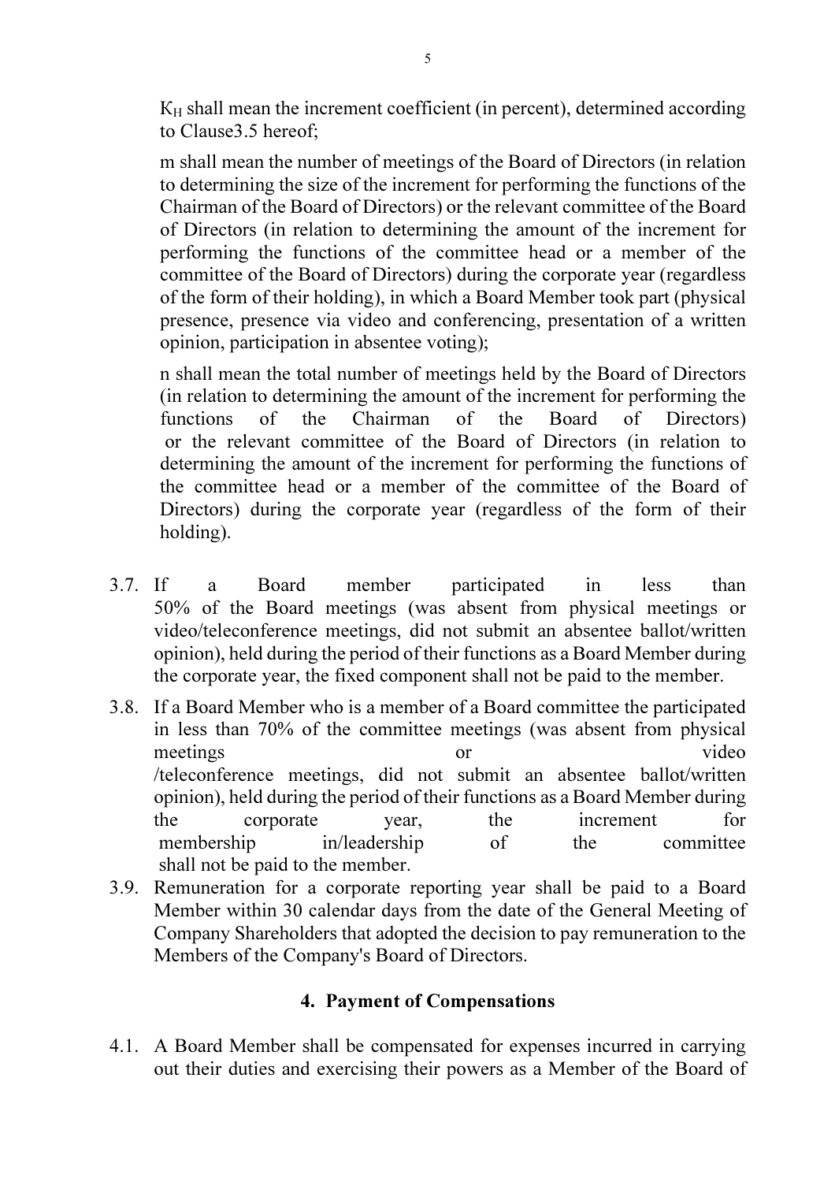$K_H$ shall mean the increment coefficient (in percent), determined according to Clause3.5 hereof;

m shall mean the number of meetings of the Board of Directors (in relation to determining the size of the increment for performing the functions of the Chairman of the Board of Directors) or the relevant committee of the Board of Directors (in relation to determining the amount of the increment for performing the functions of the committee head or a member of the committee of the Board of Directors) during the corporate year (regardless of the form of their holding), in which a Board Member took part (physical presence, presence via video and conferencing, presentation of a written opinion, participation in absentee voting);

n shall mean the total number of meetings held by the Board of Directors (in relation to determining the amount of the increment for performing the functions of the Chairman of the Board of Directors) or the relevant committee of the Board of Directors (in relation to determining the amount of the increment for performing the functions of the committee head or a member of the committee of the Board of Directors) during the corporate year (regardless of the form of their holding).

3.7. If a Board member participated in less than 50% of the Board meetings (was absent from physical meetings or video/teleconference meetings, did not submit an absentee ballot/written opinion), held during the period of their functions as a Board Member during the corporate year, the fixed component shall not be paid to the member.

3.8. If a Board Member who is a member of a Board committee the participated in less than 70% of the committee meetings (was absent from physical meetings or video /teleconference meetings, did not submit an absentee ballot/written opinion), held during the period of their functions as a Board Member during the corporate year, the increment for membership in/leadership of the committee shall not be paid to the member.

3.9. Remuneration for a corporate reporting year shall be paid to a Board Member within 30 calendar days from the date of the General Meeting of Company Shareholders that adopted the decision to pay remuneration to the Members of the Company's Board of Directors.

## 4. Payment of Compensations

4.1. A Board Member shall be compensated for expenses incurred in carrying out their duties and exercising their powers as a Member of the Board of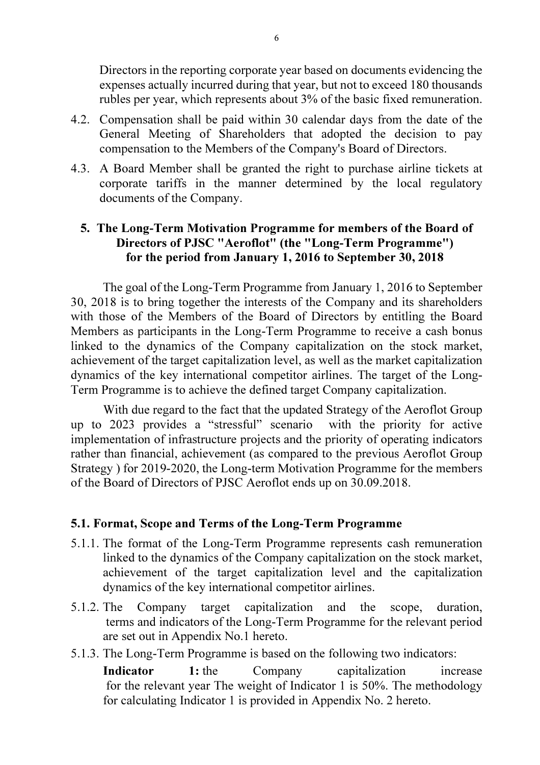Directors in the reporting corporate year based on documents evidencing the expenses actually incurred during that year, but not to exceed 180 thousands rubles per year, which represents about 3% of the basic fixed remuneration.

4.2. Compensation shall be paid within 30 calendar days from the date of the General Meeting of Shareholders that adopted the decision to pay compensation to the Members of the Company's Board of Directors.

4.3. A Board Member shall be granted the right to purchase airline tickets at corporate tariffs in the manner determined by the local regulatory documents of the Company.

## 5. The Long-Term Motivation Programme for members of the Board of Directors of PJSC "Aeroflot" (the "Long-Term Programme") for the period from January 1, 2016 to September 30, 2018

The goal of the Long-Term Programme from January 1, 2016 to September 30, 2018 is to bring together the interests of the Company and its shareholders with those of the Members of the Board of Directors by entitling the Board Members as participants in the Long-Term Programme to receive a cash bonus linked to the dynamics of the Company capitalization on the stock market, achievement of the target capitalization level, as well as the market capitalization dynamics of the key international competitor airlines. The target of the Long-Term Programme is to achieve the defined target Company capitalization.

With due regard to the fact that the updated Strategy of the Aeroflot Group up to 2023 provides a "stressful" scenario with the priority for active implementation of infrastructure projects and the priority of operating indicators rather than financial, achievement (as compared to the previous Aeroflot Group Strategy ) for 2019-2020, the Long-term Motivation Programme for the members of the Board of Directors of PJSC Aeroflot ends up on 30.09.2018.

### 5.1. Format, Scope and Terms of the Long-Term Programme

5.1.1. The format of the Long-Term Programme represents cash remuneration linked to the dynamics of the Company capitalization on the stock market, achievement of the target capitalization level and the capitalization dynamics of the key international competitor airlines.

5.1.2. The Company target capitalization and the scope, duration, terms and indicators of the Long-Term Programme for the relevant period are set out in Appendix No.1 hereto.

5.1.3. The Long-Term Programme is based on the following two indicators:

**Indicator 1:** the Company capitalization increase for the relevant year The weight of Indicator 1 is 50%. The methodology for calculating Indicator 1 is provided in Appendix No. 2 hereto.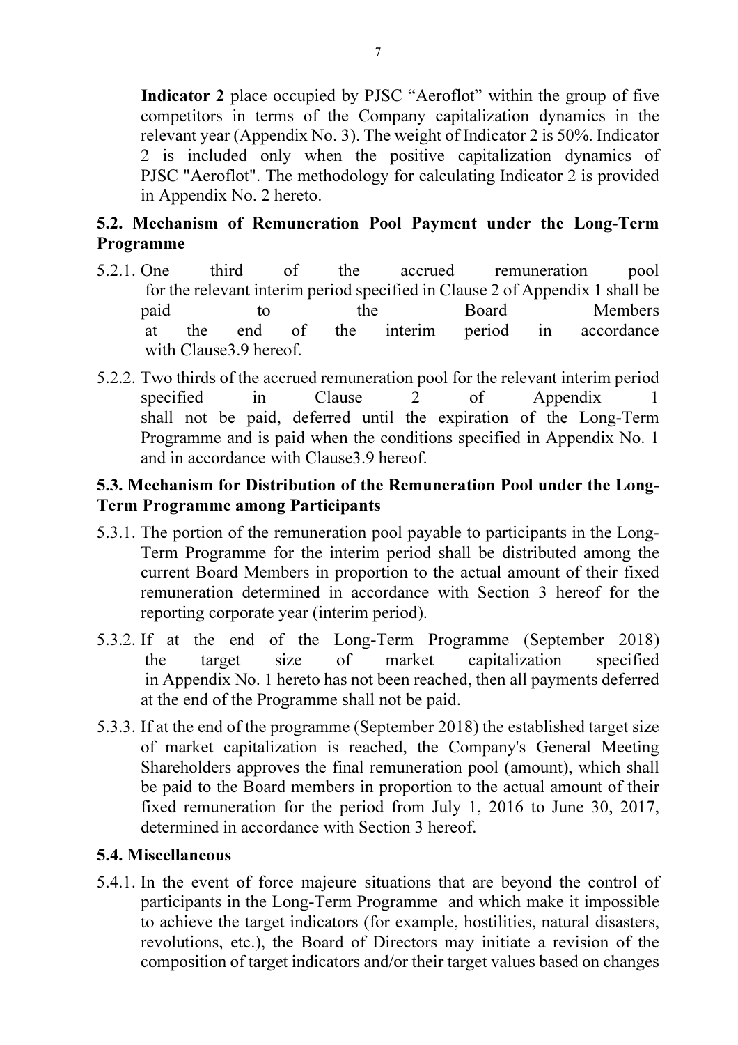**Indicator 2** place occupied by PJSC "Aeroflot" within the group of five competitors in terms of the Company capitalization dynamics in the relevant year (Appendix No. 3). The weight of Indicator 2 is 50%. Indicator 2 is included only when the positive capitalization dynamics of PJSC "Aeroflot". The methodology for calculating Indicator 2 is provided in Appendix No. 2 hereto.

### 5.2. Mechanism of Remuneration Pool Payment under the Long-Term Programme

5.2.1. One third of the accrued remuneration pool for the relevant interim period specified in Clause 2 of Appendix 1 shall be paid to the Board Members at the end of the interim period in accordance with Clause3.9 hereof.

5.2.2. Two thirds of the accrued remuneration pool for the relevant interim period specified in Clause 2 of Appendix 1 shall not be paid, deferred until the expiration of the Long-Term Programme and is paid when the conditions specified in Appendix No. 1 and in accordance with Clause3.9 hereof.

### 5.3. Mechanism for Distribution of the Remuneration Pool under the Long-Term Programme among Participants

5.3.1. The portion of the remuneration pool payable to participants in the Long-Term Programme for the interim period shall be distributed among the current Board Members in proportion to the actual amount of their fixed remuneration determined in accordance with Section 3 hereof for the reporting corporate year (interim period).

5.3.2. If at the end of the Long-Term Programme (September 2018) the target size of market capitalization specified in Appendix No. 1 hereto has not been reached, then all payments deferred at the end of the Programme shall not be paid.

5.3.3. If at the end of the programme (September 2018) the established target size of market capitalization is reached, the Company's General Meeting Shareholders approves the final remuneration pool (amount), which shall be paid to the Board members in proportion to the actual amount of their fixed remuneration for the period from July 1, 2016 to June 30, 2017, determined in accordance with Section 3 hereof.

### 5.4. Miscellaneous

5.4.1. In the event of force majeure situations that are beyond the control of participants in the Long-Term Programme and which make it impossible to achieve the target indicators (for example, hostilities, natural disasters, revolutions, etc.), the Board of Directors may initiate a revision of the composition of target indicators and/or their target values based on changes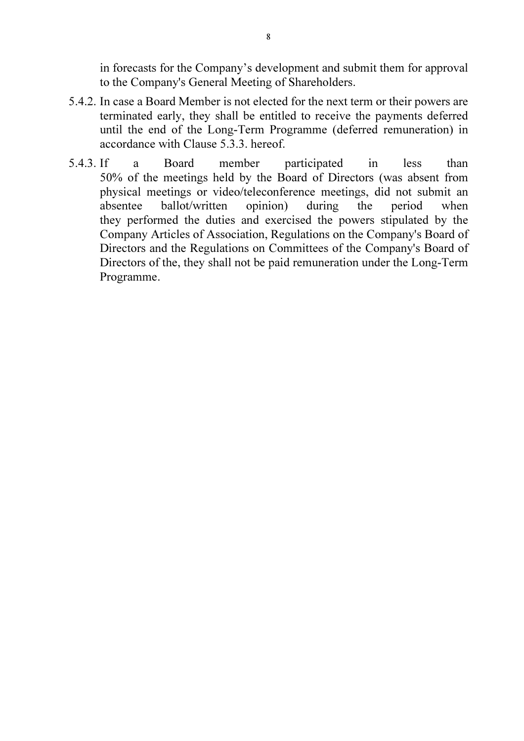in forecasts for the Company's development and submit them for approval to the Company's General Meeting of Shareholders.

5.4.2. In case a Board Member is not elected for the next term or their powers are terminated early, they shall be entitled to receive the payments deferred until the end of the Long-Term Programme (deferred remuneration) in accordance with Clause 5.3.3. hereof.

5.4.3. If a Board member participated in less than 50% of the meetings held by the Board of Directors (was absent from physical meetings or video/teleconference meetings, did not submit an absentee ballot/written opinion) during the period when they performed the duties and exercised the powers stipulated by the Company Articles of Association, Regulations on the Company's Board of Directors and the Regulations on Committees of the Company's Board of Directors of the, they shall not be paid remuneration under the Long-Term Programme.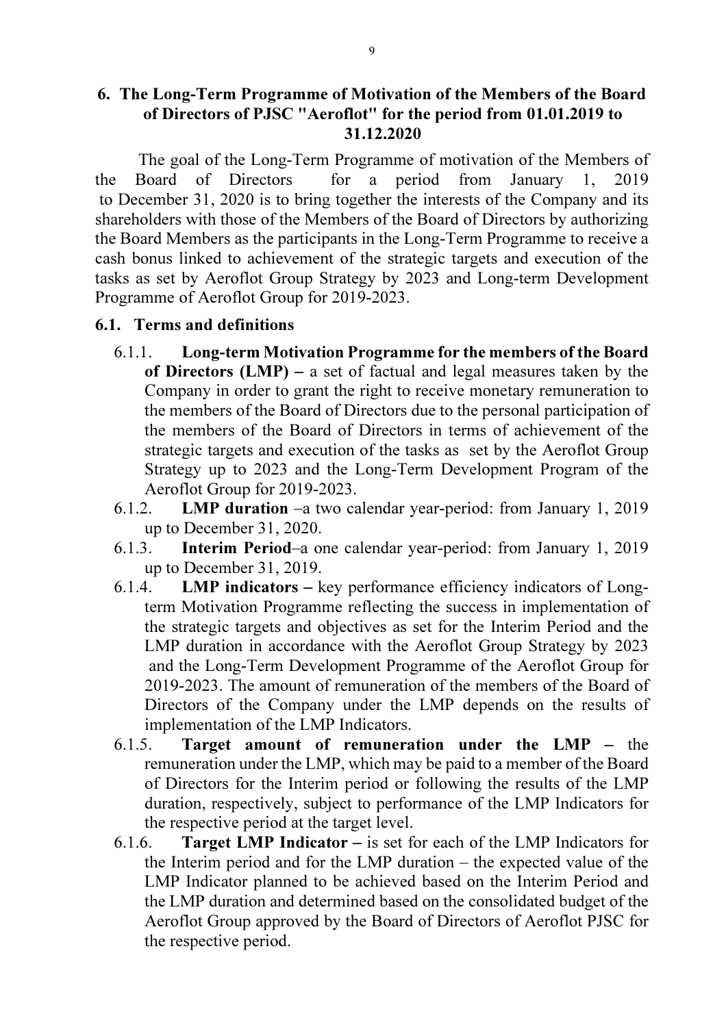## 6. The Long-Term Programme of Motivation of the Members of the Board of Directors of PJSC "Aeroflot" for the period from 01.01.2019 to 31.12.2020

The goal of the Long-Term Programme of motivation of the Members of the Board of Directors for a period from January 1, 2019 to December 31, 2020 is to bring together the interests of the Company and its shareholders with those of the Members of the Board of Directors by authorizing the Board Members as the participants in the Long-Term Programme to receive a cash bonus linked to achievement of the strategic targets and execution of the tasks as set by Aeroflot Group Strategy by 2023 and Long-term Development Programme of Aeroflot Group for 2019-2023.

### 6.1. Terms and definitions

6.1.1. **Long-term Motivation Programme for the members of the Board of Directors (LMP) –** a set of factual and legal measures taken by the Company in order to grant the right to receive monetary remuneration to the members of the Board of Directors due to the personal participation of the members of the Board of Directors in terms of achievement of the strategic targets and execution of the tasks as set by the Aeroflot Group Strategy up to 2023 and the Long-Term Development Program of the Aeroflot Group for 2019-2023.

6.1.2. **LMP duration** –a two calendar year-period: from January 1, 2019 up to December 31, 2020.

6.1.3. **Interim Period**–a one calendar year-period: from January 1, 2019 up to December 31, 2019.

6.1.4. **LMP indicators –** key performance efficiency indicators of Long-term Motivation Programme reflecting the success in implementation of the strategic targets and objectives as set for the Interim Period and the LMP duration in accordance with the Aeroflot Group Strategy by 2023 and the Long-Term Development Programme of the Aeroflot Group for 2019-2023. The amount of remuneration of the members of the Board of Directors of the Company under the LMP depends on the results of implementation of the LMP Indicators.

6.1.5. **Target amount of remuneration under the LMP –** the remuneration under the LMP, which may be paid to a member of the Board of Directors for the Interim period or following the results of the LMP duration, respectively, subject to performance of the LMP Indicators for the respective period at the target level.

6.1.6. **Target LMP Indicator –** is set for each of the LMP Indicators for the Interim period and for the LMP duration – the expected value of the LMP Indicator planned to be achieved based on the Interim Period and the LMP duration and determined based on the consolidated budget of the Aeroflot Group approved by the Board of Directors of Aeroflot PJSC for the respective period.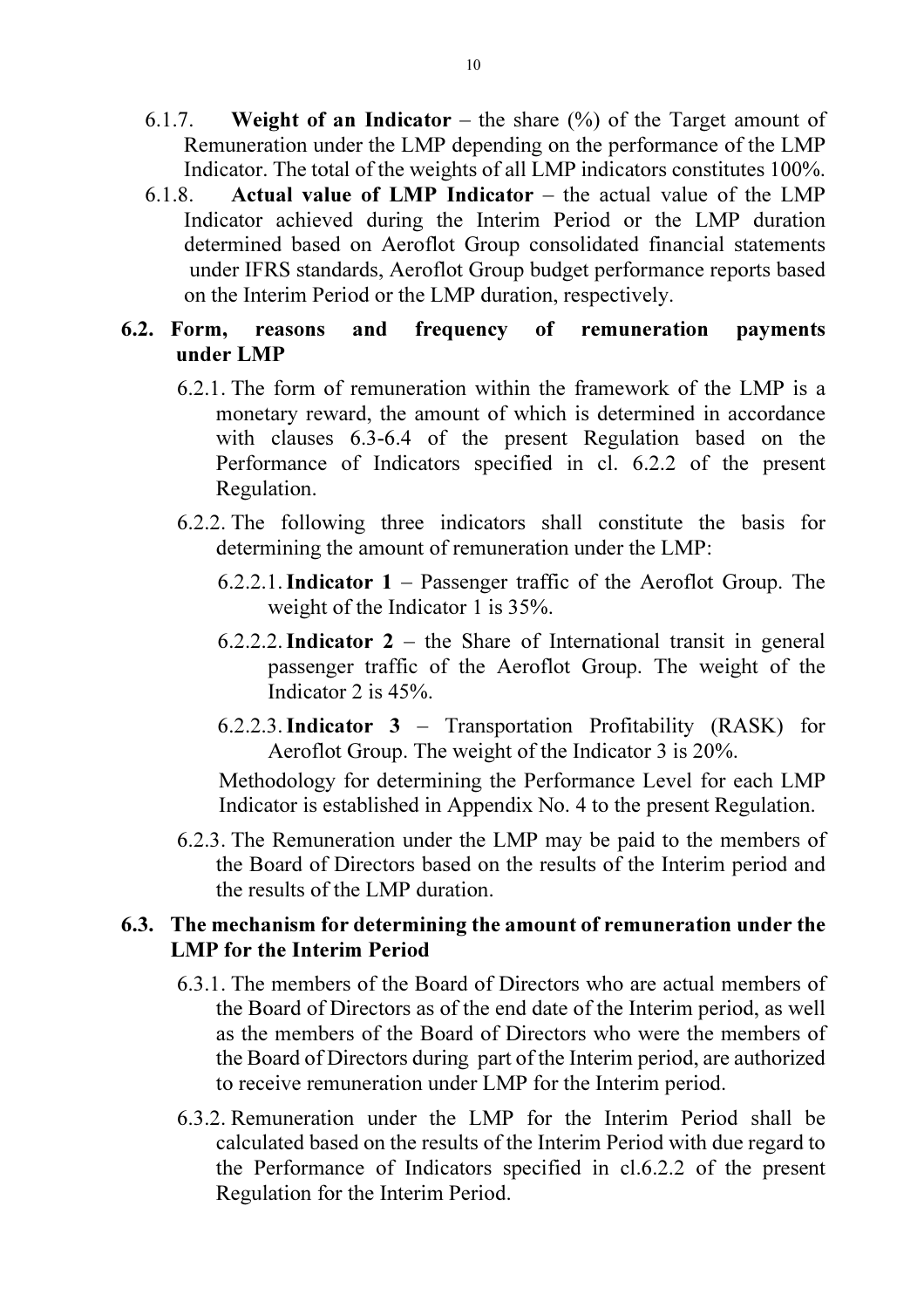6.1.7. **Weight of an Indicator** – the share (%) of the Target amount of Remuneration under the LMP depending on the performance of the LMP Indicator. The total of the weights of all LMP indicators constitutes 100%.

6.1.8. **Actual value of LMP Indicator** – the actual value of the LMP Indicator achieved during the Interim Period or the LMP duration determined based on Aeroflot Group consolidated financial statements under IFRS standards, Aeroflot Group budget performance reports based on the Interim Period or the LMP duration, respectively.

## 6.2. Form, reasons and frequency of remuneration payments under LMP

6.2.1. The form of remuneration within the framework of the LMP is a monetary reward, the amount of which is determined in accordance with clauses 6.3-6.4 of the present Regulation based on the Performance of Indicators specified in cl. 6.2.2 of the present Regulation.

6.2.2. The following three indicators shall constitute the basis for determining the amount of remuneration under the LMP:

6.2.2.1. **Indicator 1** – Passenger traffic of the Aeroflot Group. The weight of the Indicator 1 is 35%.

6.2.2.2. **Indicator 2** – the Share of International transit in general passenger traffic of the Aeroflot Group. The weight of the Indicator 2 is 45%.

6.2.2.3. **Indicator 3** – Transportation Profitability (RASK) for Aeroflot Group. The weight of the Indicator 3 is 20%.

Methodology for determining the Performance Level for each LMP Indicator is established in Appendix No. 4 to the present Regulation.

6.2.3. The Remuneration under the LMP may be paid to the members of the Board of Directors based on the results of the Interim period and the results of the LMP duration.

## 6.3. The mechanism for determining the amount of remuneration under the LMP for the Interim Period

6.3.1. The members of the Board of Directors who are actual members of the Board of Directors as of the end date of the Interim period, as well as the members of the Board of Directors who were the members of the Board of Directors during part of the Interim period, are authorized to receive remuneration under LMP for the Interim period.

6.3.2. Remuneration under the LMP for the Interim Period shall be calculated based on the results of the Interim Period with due regard to the Performance of Indicators specified in cl.6.2.2 of the present Regulation for the Interim Period.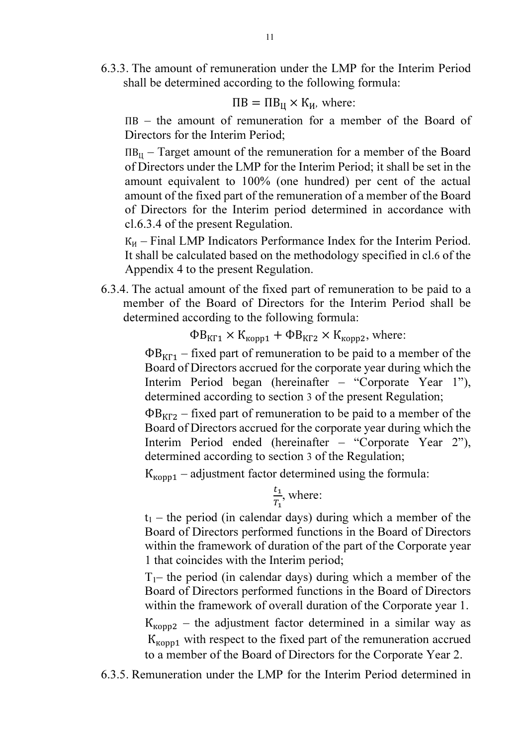6.3.3. The amount of remuneration under the LMP for the Interim Period shall be determined according to the following formula:

$$ПВ = ПВ_{Ц} \times К_{И}, \text{ where:}$$

ПВ – the amount of remuneration for a member of the Board of Directors for the Interim Period;

$ПВ_{Ц}$ – Target amount of the remuneration for a member of the Board of Directors under the LMP for the Interim Period; it shall be set in the amount equivalent to 100% (one hundred) per cent of the actual amount of the fixed part of the remuneration of a member of the Board of Directors for the Interim period determined in accordance with cl.6.3.4 of the present Regulation.

$К_{И}$ – Final LMP Indicators Performance Index for the Interim Period. It shall be calculated based on the methodology specified in cl.6 of the Appendix 4 to the present Regulation.

6.3.4. The actual amount of the fixed part of remuneration to be paid to a member of the Board of Directors for the Interim Period shall be determined according to the following formula:

$$ФВ_{КГ1} \times К_{корр1} + ФВ_{КГ2} \times К_{корр2}, \text{ where:}$$

$ФВ_{КГ1}$ – fixed part of remuneration to be paid to a member of the Board of Directors accrued for the corporate year during which the Interim Period began (hereinafter – "Corporate Year 1"), determined according to section 3 of the present Regulation;

$ФВ_{КГ2}$ – fixed part of remuneration to be paid to a member of the Board of Directors accrued for the corporate year during which the Interim Period ended (hereinafter – "Corporate Year 2"), determined according to section 3 of the Regulation;

$К_{корр1}$ – adjustment factor determined using the formula:

$$\frac{t_1}{T_1}, \text{ where:}$$

$t_1$ – the period (in calendar days) during which a member of the Board of Directors performed functions in the Board of Directors within the framework of duration of the part of the Corporate year 1 that coincides with the Interim period;

$T_1$– the period (in calendar days) during which a member of the Board of Directors performed functions in the Board of Directors within the framework of overall duration of the Corporate year 1.

$К_{корр2}$ – the adjustment factor determined in a similar way as $К_{корр1}$ with respect to the fixed part of the remuneration accrued to a member of the Board of Directors for the Corporate Year 2.

6.3.5. Remuneration under the LMP for the Interim Period determined in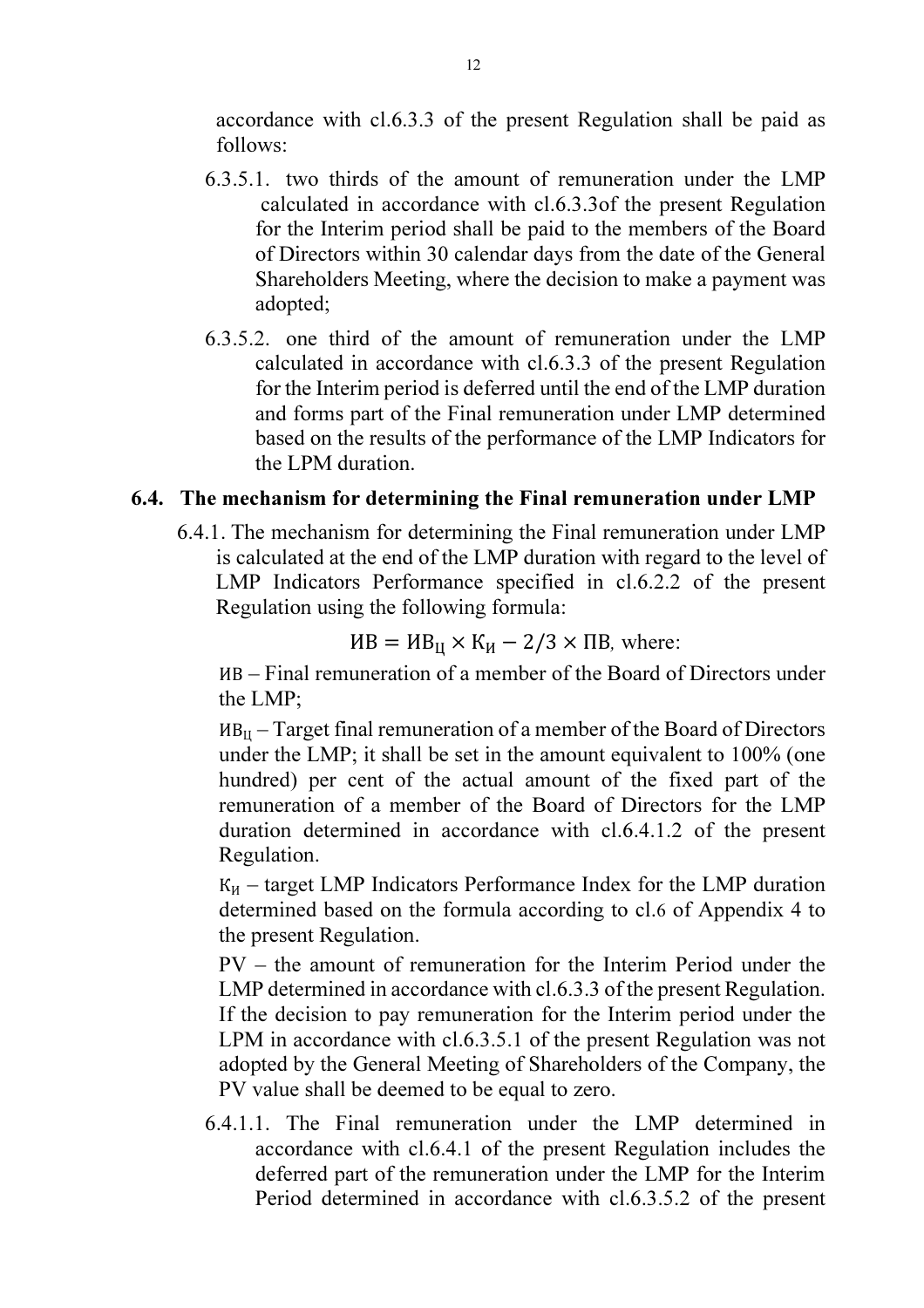accordance with cl.6.3.3 of the present Regulation shall be paid as follows:

6.3.5.1. two thirds of the amount of remuneration under the LMP calculated in accordance with cl.6.3.3of the present Regulation for the Interim period shall be paid to the members of the Board of Directors within 30 calendar days from the date of the General Shareholders Meeting, where the decision to make a payment was adopted;

6.3.5.2. one third of the amount of remuneration under the LMP calculated in accordance with cl.6.3.3 of the present Regulation for the Interim period is deferred until the end of the LMP duration and forms part of the Final remuneration under LMP determined based on the results of the performance of the LMP Indicators for the LPM duration.

## 6.4. The mechanism for determining the Final remuneration under LMP

6.4.1. The mechanism for determining the Final remuneration under LMP is calculated at the end of the LMP duration with regard to the level of LMP Indicators Performance specified in cl.6.2.2 of the present Regulation using the following formula:

$$ИВ = ИВ_Ц \times К_И - 2/3 \times ПВ, \text{ where:}$$

$ИВ$ – Final remuneration of a member of the Board of Directors under the LMP;

$ИВ_Ц$ – Target final remuneration of a member of the Board of Directors under the LMP; it shall be set in the amount equivalent to 100% (one hundred) per cent of the actual amount of the fixed part of the remuneration of a member of the Board of Directors for the LMP duration determined in accordance with cl.6.4.1.2 of the present Regulation.

$К_И$ – target LMP Indicators Performance Index for the LMP duration determined based on the formula according to cl.6 of Appendix 4 to the present Regulation.

PV – the amount of remuneration for the Interim Period under the LMP determined in accordance with cl.6.3.3 of the present Regulation. If the decision to pay remuneration for the Interim period under the LPM in accordance with cl.6.3.5.1 of the present Regulation was not adopted by the General Meeting of Shareholders of the Company, the PV value shall be deemed to be equal to zero.

6.4.1.1. The Final remuneration under the LMP determined in accordance with cl.6.4.1 of the present Regulation includes the deferred part of the remuneration under the LMP for the Interim Period determined in accordance with cl.6.3.5.2 of the present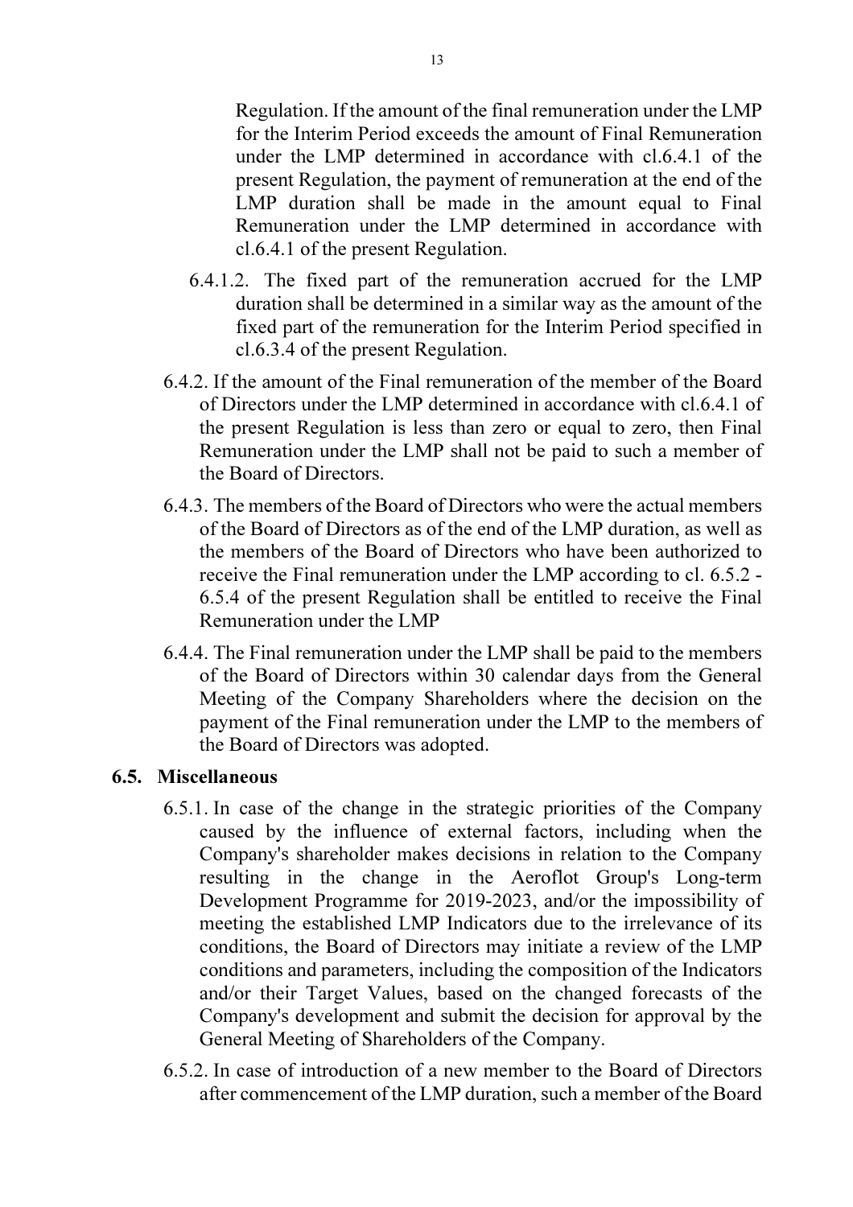Regulation. If the amount of the final remuneration under the LMP for the Interim Period exceeds the amount of Final Remuneration under the LMP determined in accordance with cl.6.4.1 of the present Regulation, the payment of remuneration at the end of the LMP duration shall be made in the amount equal to Final Remuneration under the LMP determined in accordance with cl.6.4.1 of the present Regulation.

6.4.1.2. The fixed part of the remuneration accrued for the LMP duration shall be determined in a similar way as the amount of the fixed part of the remuneration for the Interim Period specified in cl.6.3.4 of the present Regulation.

6.4.2. If the amount of the Final remuneration of the member of the Board of Directors under the LMP determined in accordance with cl.6.4.1 of the present Regulation is less than zero or equal to zero, then Final Remuneration under the LMP shall not be paid to such a member of the Board of Directors.

6.4.3. The members of the Board of Directors who were the actual members of the Board of Directors as of the end of the LMP duration, as well as the members of the Board of Directors who have been authorized to receive the Final remuneration under the LMP according to cl. 6.5.2 - 6.5.4 of the present Regulation shall be entitled to receive the Final Remuneration under the LMP

6.4.4. The Final remuneration under the LMP shall be paid to the members of the Board of Directors within 30 calendar days from the General Meeting of the Company Shareholders where the decision on the payment of the Final remuneration under the LMP to the members of the Board of Directors was adopted.

### 6.5. Miscellaneous

6.5.1. In case of the change in the strategic priorities of the Company caused by the influence of external factors, including when the Company's shareholder makes decisions in relation to the Company resulting in the change in the Aeroflot Group's Long-term Development Programme for 2019-2023, and/or the impossibility of meeting the established LMP Indicators due to the irrelevance of its conditions, the Board of Directors may initiate a review of the LMP conditions and parameters, including the composition of the Indicators and/or their Target Values, based on the changed forecasts of the Company's development and submit the decision for approval by the General Meeting of Shareholders of the Company.

6.5.2. In case of introduction of a new member to the Board of Directors after commencement of the LMP duration, such a member of the Board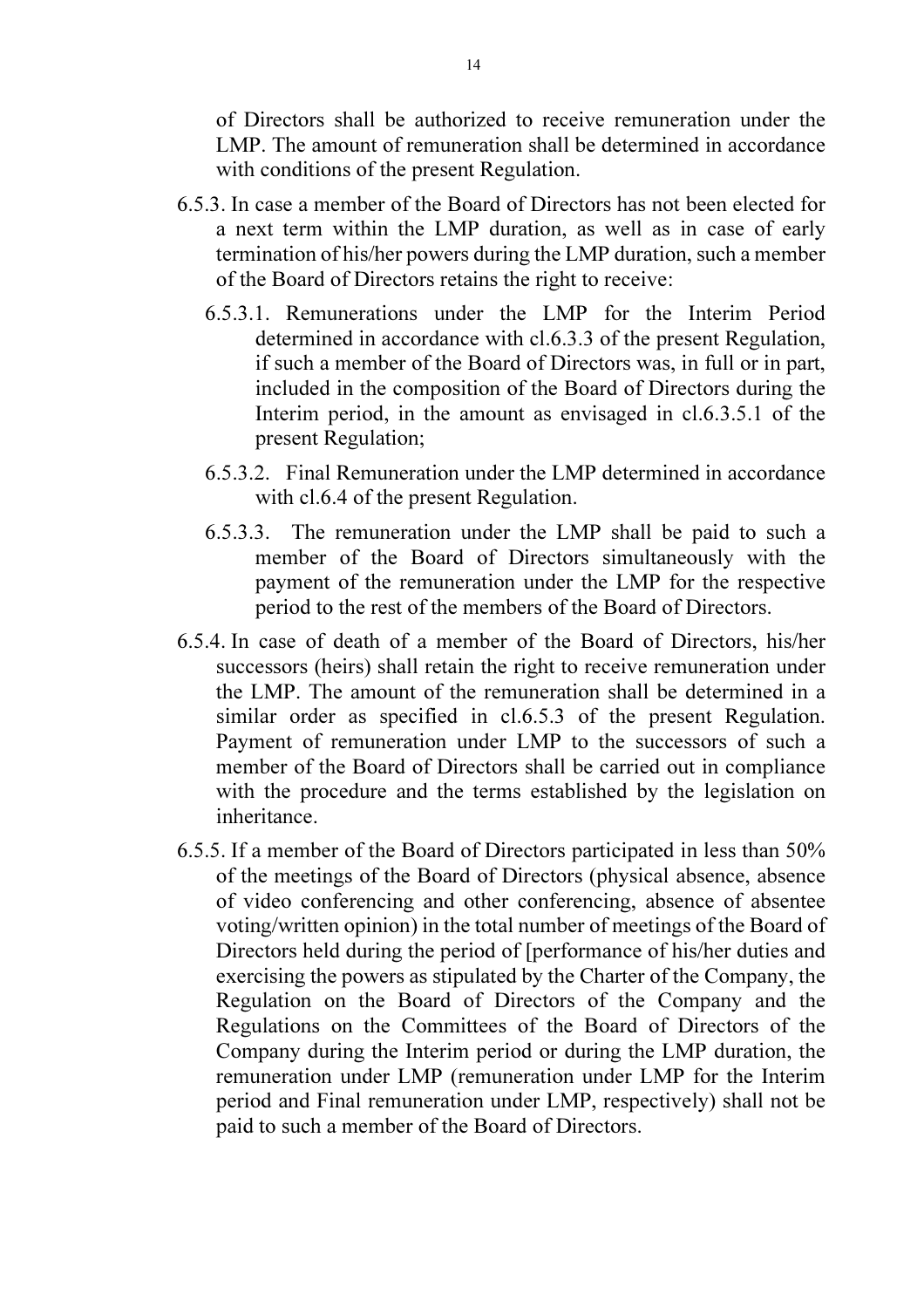of Directors shall be authorized to receive remuneration under the LMP. The amount of remuneration shall be determined in accordance with conditions of the present Regulation.

6.5.3. In case a member of the Board of Directors has not been elected for a next term within the LMP duration, as well as in case of early termination of his/her powers during the LMP duration, such a member of the Board of Directors retains the right to receive:

6.5.3.1. Remunerations under the LMP for the Interim Period determined in accordance with cl.6.3.3 of the present Regulation, if such a member of the Board of Directors was, in full or in part, included in the composition of the Board of Directors during the Interim period, in the amount as envisaged in cl.6.3.5.1 of the present Regulation;

6.5.3.2. Final Remuneration under the LMP determined in accordance with cl.6.4 of the present Regulation.

6.5.3.3. The remuneration under the LMP shall be paid to such a member of the Board of Directors simultaneously with the payment of the remuneration under the LMP for the respective period to the rest of the members of the Board of Directors.

6.5.4. In case of death of a member of the Board of Directors, his/her successors (heirs) shall retain the right to receive remuneration under the LMP. The amount of the remuneration shall be determined in a similar order as specified in cl.6.5.3 of the present Regulation. Payment of remuneration under LMP to the successors of such a member of the Board of Directors shall be carried out in compliance with the procedure and the terms established by the legislation on inheritance.

6.5.5. If a member of the Board of Directors participated in less than 50% of the meetings of the Board of Directors (physical absence, absence of video conferencing and other conferencing, absence of absentee voting/written opinion) in the total number of meetings of the Board of Directors held during the period of [performance of his/her duties and exercising the powers as stipulated by the Charter of the Company, the Regulation on the Board of Directors of the Company and the Regulations on the Committees of the Board of Directors of the Company during the Interim period or during the LMP duration, the remuneration under LMP (remuneration under LMP for the Interim period and Final remuneration under LMP, respectively) shall not be paid to such a member of the Board of Directors.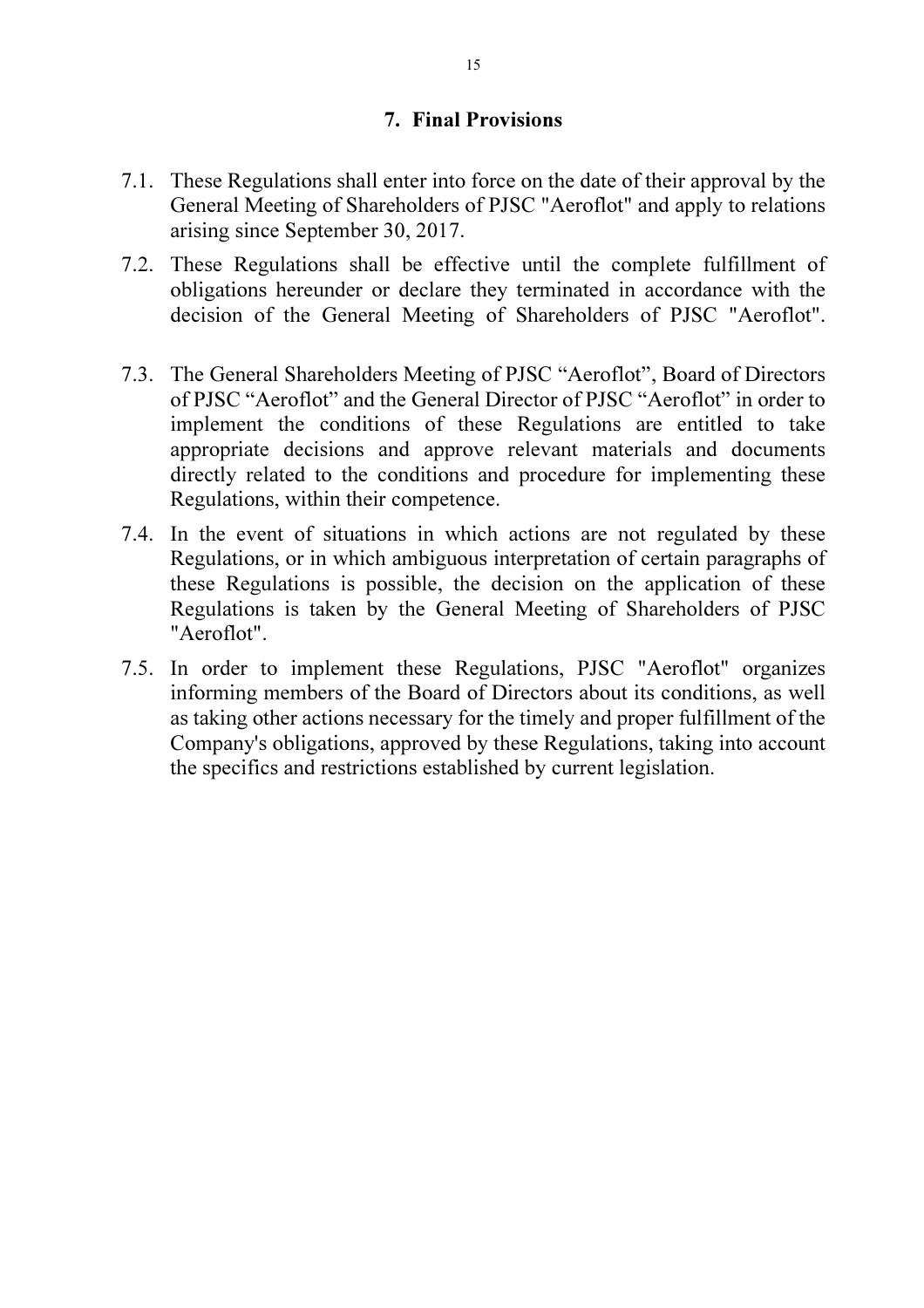## 7. Final Provisions

7.1. These Regulations shall enter into force on the date of their approval by the General Meeting of Shareholders of PJSC "Aeroflot" and apply to relations arising since September 30, 2017.

7.2. These Regulations shall be effective until the complete fulfillment of obligations hereunder or declare they terminated in accordance with the decision of the General Meeting of Shareholders of PJSC "Aeroflot".

7.3. The General Shareholders Meeting of PJSC "Aeroflot", Board of Directors of PJSC "Aeroflot" and the General Director of PJSC "Aeroflot" in order to implement the conditions of these Regulations are entitled to take appropriate decisions and approve relevant materials and documents directly related to the conditions and procedure for implementing these Regulations, within their competence.

7.4. In the event of situations in which actions are not regulated by these Regulations, or in which ambiguous interpretation of certain paragraphs of these Regulations is possible, the decision on the application of these Regulations is taken by the General Meeting of Shareholders of PJSC "Aeroflot".

7.5. In order to implement these Regulations, PJSC "Aeroflot" organizes informing members of the Board of Directors about its conditions, as well as taking other actions necessary for the timely and proper fulfillment of the Company's obligations, approved by these Regulations, taking into account the specifics and restrictions established by current legislation.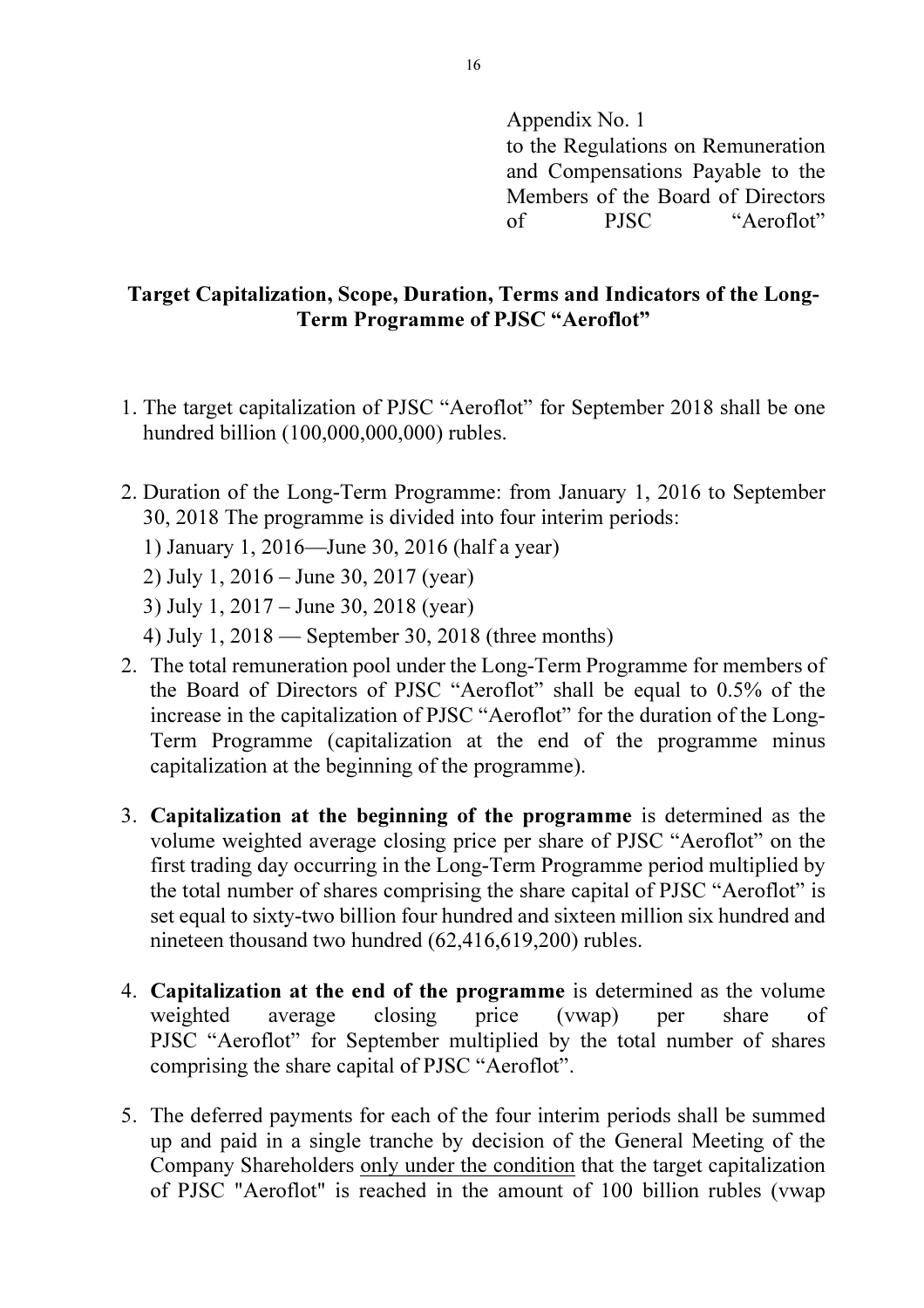Appendix No. 1
to the Regulations on Remuneration and Compensations Payable to the Members of the Board of Directors of PJSC "Aeroflot"

## Target Capitalization, Scope, Duration, Terms and Indicators of the Long-Term Programme of PJSC "Aeroflot"

1. The target capitalization of PJSC "Aeroflot" for September 2018 shall be one hundred billion (100,000,000,000) rubles.

2. Duration of the Long-Term Programme: from January 1, 2016 to September 30, 2018 The programme is divided into four interim periods:

   1) January 1, 2016—June 30, 2016 (half a year)

   2) July 1, 2016 – June 30, 2017 (year)

   3) July 1, 2017 – June 30, 2018 (year)

   4) July 1, 2018 — September 30, 2018 (three months)

2. The total remuneration pool under the Long-Term Programme for members of the Board of Directors of PJSC "Aeroflot" shall be equal to 0.5% of the increase in the capitalization of PJSC "Aeroflot" for the duration of the Long-Term Programme (capitalization at the end of the programme minus capitalization at the beginning of the programme).

3. **Capitalization at the beginning of the programme** is determined as the volume weighted average closing price per share of PJSC "Aeroflot" on the first trading day occurring in the Long-Term Programme period multiplied by the total number of shares comprising the share capital of PJSC "Aeroflot" is set equal to sixty-two billion four hundred and sixteen million six hundred and nineteen thousand two hundred (62,416,619,200) rubles.

4. **Capitalization at the end of the programme** is determined as the volume weighted average closing price (vwap) per share of PJSC "Aeroflot" for September multiplied by the total number of shares comprising the share capital of PJSC "Aeroflot".

5. The deferred payments for each of the four interim periods shall be summed up and paid in a single tranche by decision of the General Meeting of the Company Shareholders only under the condition that the target capitalization of PJSC "Aeroflot" is reached in the amount of 100 billion rubles (vwap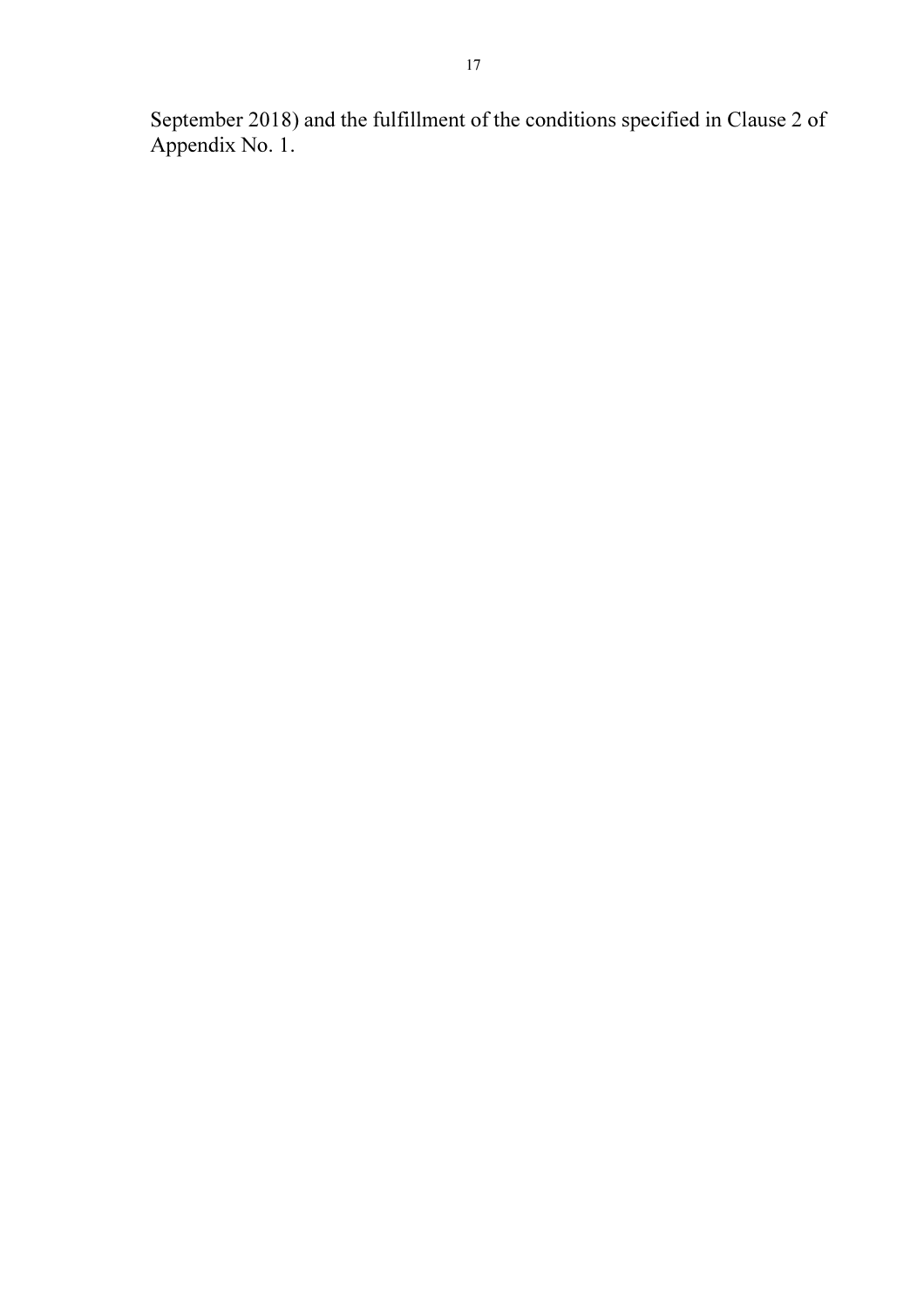September 2018) and the fulfillment of the conditions specified in Clause 2 of Appendix No. 1.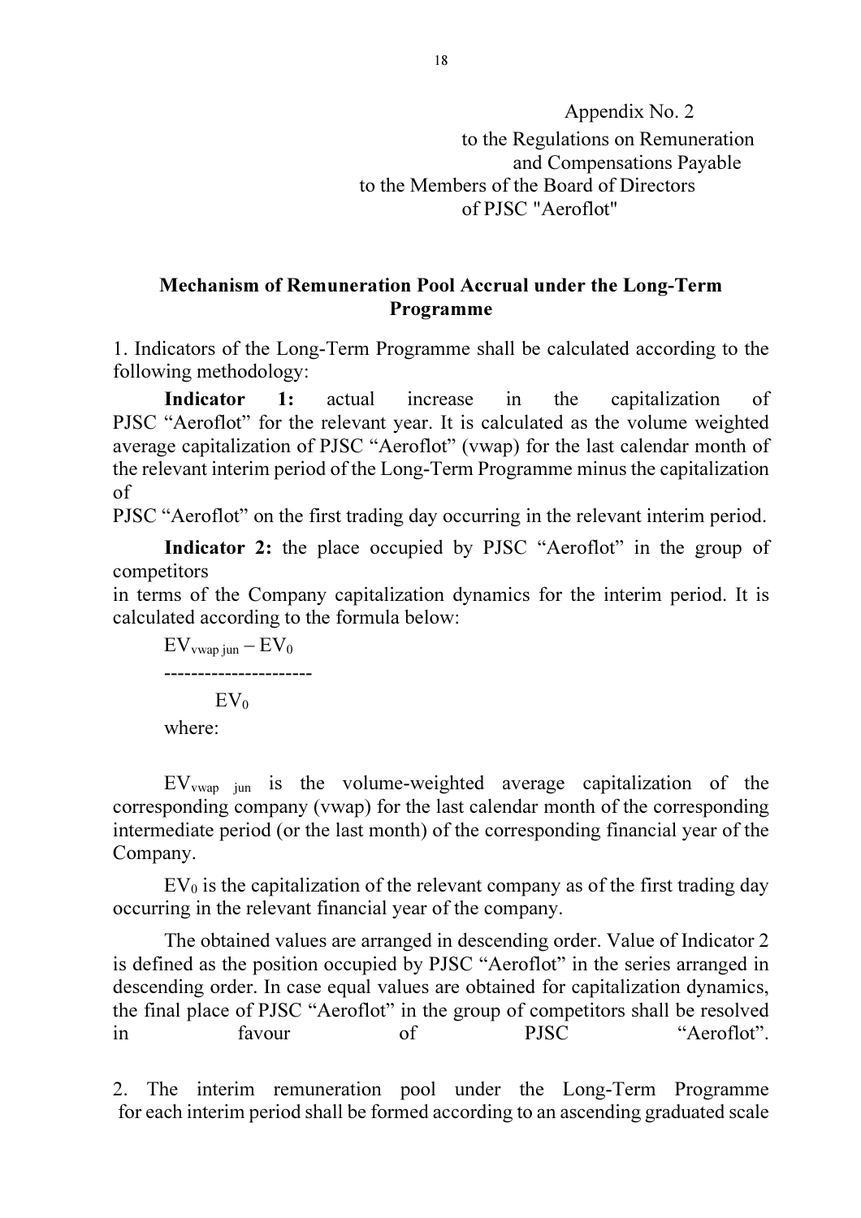Appendix No. 2
to the Regulations on Remuneration
and Compensations Payable
to the Members of the Board of Directors
of PJSC "Aeroflot"

## Mechanism of Remuneration Pool Accrual under the Long-Term Programme

1. Indicators of the Long-Term Programme shall be calculated according to the following methodology:

**Indicator 1:** actual increase in the capitalization of PJSC "Aeroflot" for the relevant year. It is calculated as the volume weighted average capitalization of PJSC "Aeroflot" (vwap) for the last calendar month of the relevant interim period of the Long-Term Programme minus the capitalization of PJSC "Aeroflot" on the first trading day occurring in the relevant interim period.

**Indicator 2:** the place occupied by PJSC "Aeroflot" in the group of competitors in terms of the Company capitalization dynamics for the interim period. It is calculated according to the formula below:

$$\frac{EV_{vwap\ jun} - EV_0}{EV_0}$$

where:

$EV_{vwap\ jun}$ is the volume-weighted average capitalization of the corresponding company (vwap) for the last calendar month of the corresponding intermediate period (or the last month) of the corresponding financial year of the Company.

$EV_0$ is the capitalization of the relevant company as of the first trading day occurring in the relevant financial year of the company.

The obtained values are arranged in descending order. Value of Indicator 2 is defined as the position occupied by PJSC "Aeroflot" in the series arranged in descending order. In case equal values are obtained for capitalization dynamics, the final place of PJSC "Aeroflot" in the group of competitors shall be resolved in favour of PJSC "Aeroflot".

2. The interim remuneration pool under the Long-Term Programme for each interim period shall be formed according to an ascending graduated scale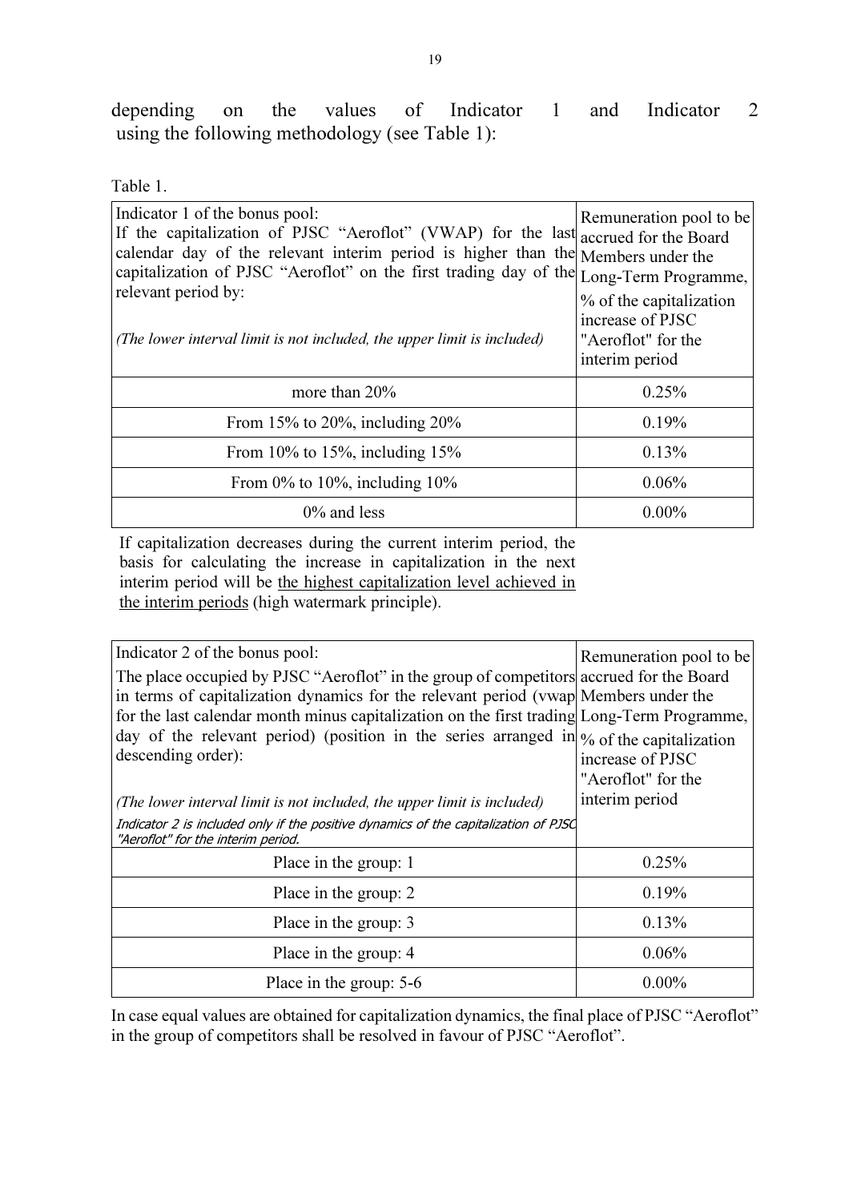depending on the values of Indicator 1 and Indicator 2 using the following methodology (see Table 1):

Table 1.

| Indicator 1 of the bonus pool: If the capitalization of PJSC "Aeroflot" (VWAP) for the last calendar day of the relevant interim period is higher than the capitalization of PJSC "Aeroflot" on the first trading day of the relevant period by: *(The lower interval limit is not included, the upper limit is included)* | Remuneration pool to be accrued for the Board Members under the Long-Term Programme, % of the capitalization increase of PJSC "Aeroflot" for the interim period |
|---|---|
| more than 20% | 0.25% |
| From 15% to 20%, including 20% | 0.19% |
| From 10% to 15%, including 15% | 0.13% |
| From 0% to 10%, including 10% | 0.06% |
| 0% and less | 0.00% |

If capitalization decreases during the current interim period, the basis for calculating the increase in capitalization in the next interim period will be <u>the highest capitalization level achieved in the interim periods</u> (high watermark principle).

| Indicator 2 of the bonus pool: The place occupied by PJSC "Aeroflot" in the group of competitors in terms of capitalization dynamics for the relevant period (vwap for the last calendar month minus capitalization on the first trading day of the relevant period) (position in the series arranged in descending order): *(The lower interval limit is not included, the upper limit is included)* *Indicator 2 is included only if the positive dynamics of the capitalization of PJSC "Aeroflot" for the interim period.* | Remuneration pool to be accrued for the Board Members under the Long-Term Programme, % of the capitalization increase of PJSC "Aeroflot" for the interim period |
|---|---|
| Place in the group: 1 | 0.25% |
| Place in the group: 2 | 0.19% |
| Place in the group: 3 | 0.13% |
| Place in the group: 4 | 0.06% |
| Place in the group: 5-6 | 0.00% |

In case equal values are obtained for capitalization dynamics, the final place of PJSC "Aeroflot" in the group of competitors shall be resolved in favour of PJSC "Aeroflot".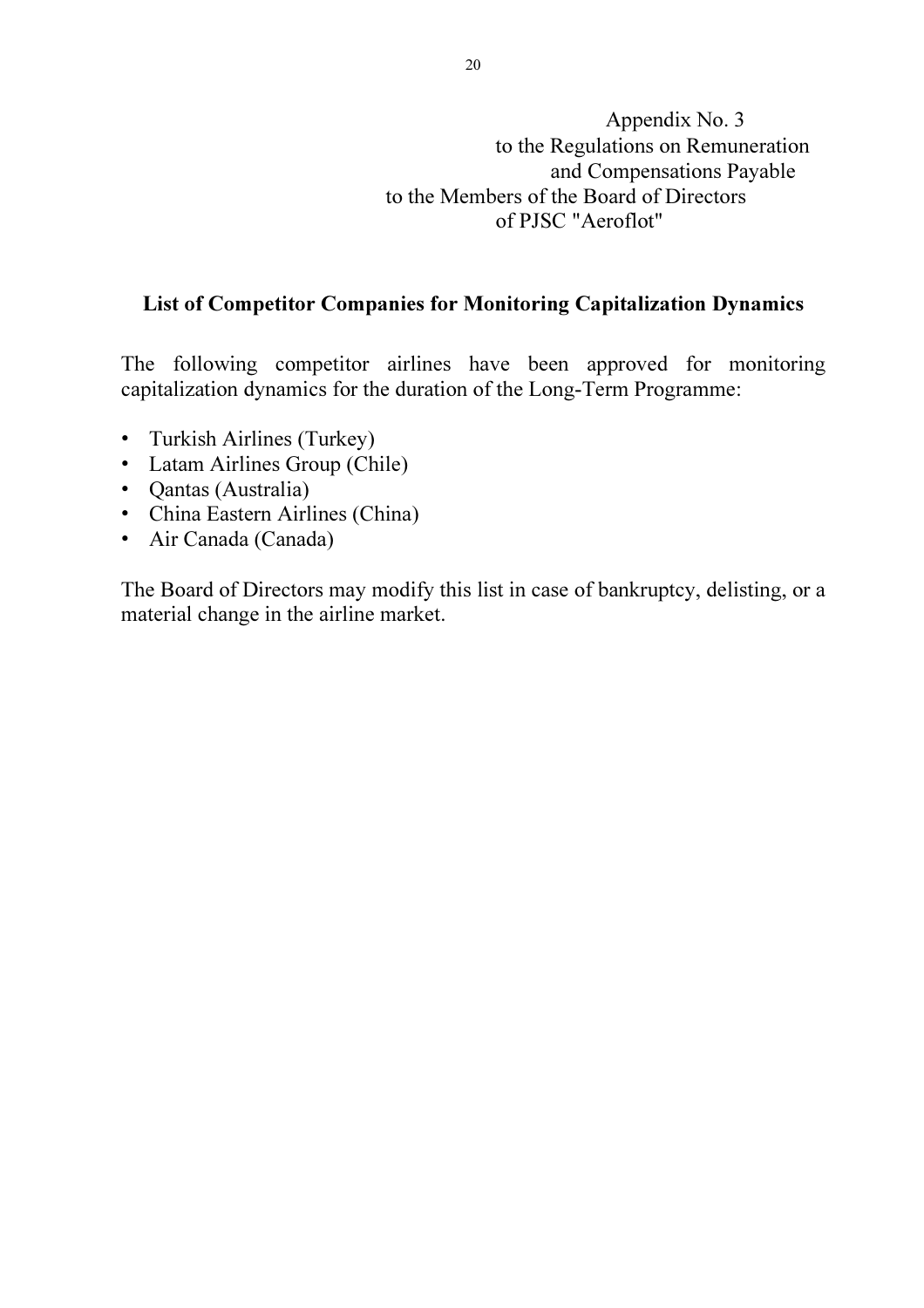Appendix No. 3
to the Regulations on Remuneration
and Compensations Payable
to the Members of the Board of Directors
of PJSC "Aeroflot"

## List of Competitor Companies for Monitoring Capitalization Dynamics

The following competitor airlines have been approved for monitoring capitalization dynamics for the duration of the Long-Term Programme:

- Turkish Airlines (Turkey)
- Latam Airlines Group (Chile)
- Qantas (Australia)
- China Eastern Airlines (China)
- Air Canada (Canada)

The Board of Directors may modify this list in case of bankruptcy, delisting, or a material change in the airline market.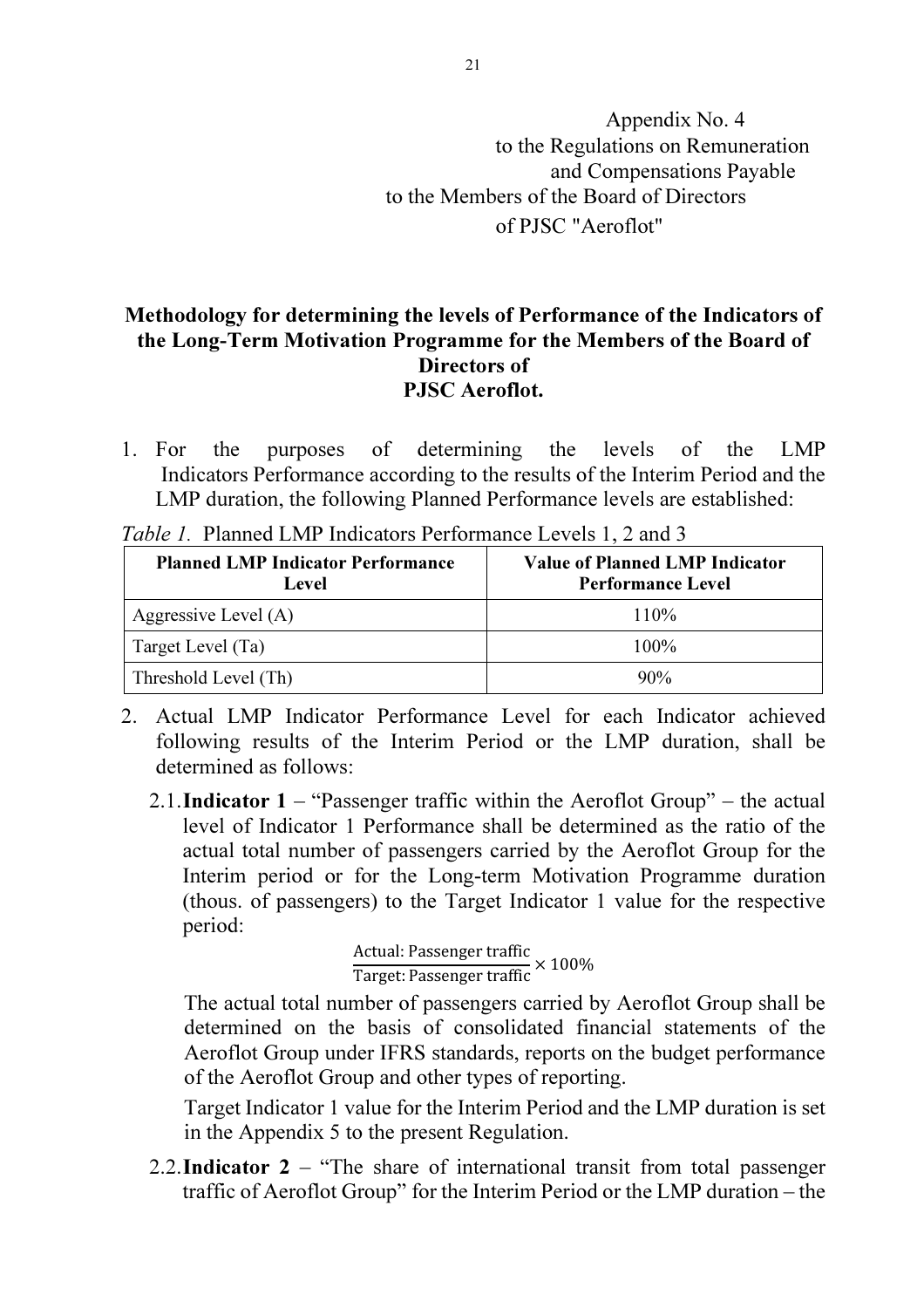Appendix No. 4
to the Regulations on Remuneration
and Compensations Payable
to the Members of the Board of Directors
of PJSC "Aeroflot"

## Methodology for determining the levels of Performance of the Indicators of the Long-Term Motivation Programme for the Members of the Board of Directors of PJSC Aeroflot.

1. For the purposes of determining the levels of the LMP Indicators Performance according to the results of the Interim Period and the LMP duration, the following Planned Performance levels are established:

*Table 1.* Planned LMP Indicators Performance Levels 1, 2 and 3

| Planned LMP Indicator Performance Level | Value of Planned LMP Indicator Performance Level |
| --- | --- |
| Aggressive Level (A) | 110% |
| Target Level (Ta) | 100% |
| Threshold Level (Th) | 90% |

2. Actual LMP Indicator Performance Level for each Indicator achieved following results of the Interim Period or the LMP duration, shall be determined as follows:

   2.1. **Indicator 1** – "Passenger traffic within the Aeroflot Group" – the actual level of Indicator 1 Performance shall be determined as the ratio of the actual total number of passengers carried by the Aeroflot Group for the Interim period or for the Long-term Motivation Programme duration (thous. of passengers) to the Target Indicator 1 value for the respective period:

   $$\frac{\text{Actual: Passenger traffic}}{\text{Target: Passenger traffic}} \times 100\%$$

   The actual total number of passengers carried by Aeroflot Group shall be determined on the basis of consolidated financial statements of the Aeroflot Group under IFRS standards, reports on the budget performance of the Aeroflot Group and other types of reporting.

   Target Indicator 1 value for the Interim Period and the LMP duration is set in the Appendix 5 to the present Regulation.

   2.2. **Indicator 2** – "The share of international transit from total passenger traffic of Aeroflot Group" for the Interim Period or the LMP duration – the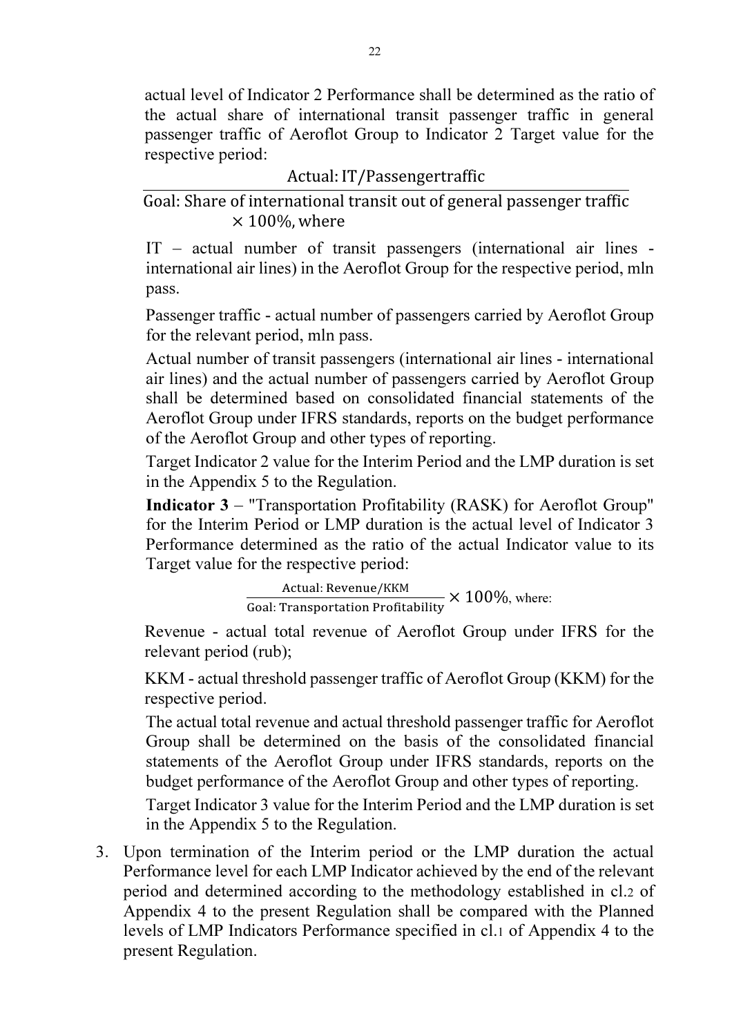actual level of Indicator 2 Performance shall be determined as the ratio of the actual share of international transit passenger traffic in general passenger traffic of Aeroflot Group to Indicator 2 Target value for the respective period:

$$\frac{\text{Actual: IT/Passengertraffic}}{\text{Goal: Share of international transit out of general passenger traffic}} \times 100\%, \text{ where}$$

IT – actual number of transit passengers (international air lines - international air lines) in the Aeroflot Group for the respective period, mln pass.

Passenger traffic - actual number of passengers carried by Aeroflot Group for the relevant period, mln pass.

Actual number of transit passengers (international air lines - international air lines) and the actual number of passengers carried by Aeroflot Group shall be determined based on consolidated financial statements of the Aeroflot Group under IFRS standards, reports on the budget performance of the Aeroflot Group and other types of reporting.

Target Indicator 2 value for the Interim Period and the LMP duration is set in the Appendix 5 to the Regulation.

**Indicator 3** – "Transportation Profitability (RASK) for Aeroflot Group" for the Interim Period or LMP duration is the actual level of Indicator 3 Performance determined as the ratio of the actual Indicator value to its Target value for the respective period:

$$\frac{\text{Actual: Revenue/KKM}}{\text{Goal: Transportation Profitability}} \times 100\%, \text{ where:}$$

Revenue - actual total revenue of Aeroflot Group under IFRS for the relevant period (rub);

KKM - actual threshold passenger traffic of Aeroflot Group (KKM) for the respective period.

The actual total revenue and actual threshold passenger traffic for Aeroflot Group shall be determined on the basis of the consolidated financial statements of the Aeroflot Group under IFRS standards, reports on the budget performance of the Aeroflot Group and other types of reporting.

Target Indicator 3 value for the Interim Period and the LMP duration is set in the Appendix 5 to the Regulation.

3. Upon termination of the Interim period or the LMP duration the actual Performance level for each LMP Indicator achieved by the end of the relevant period and determined according to the methodology established in cl.2 of Appendix 4 to the present Regulation shall be compared with the Planned levels of LMP Indicators Performance specified in cl.1 of Appendix 4 to the present Regulation.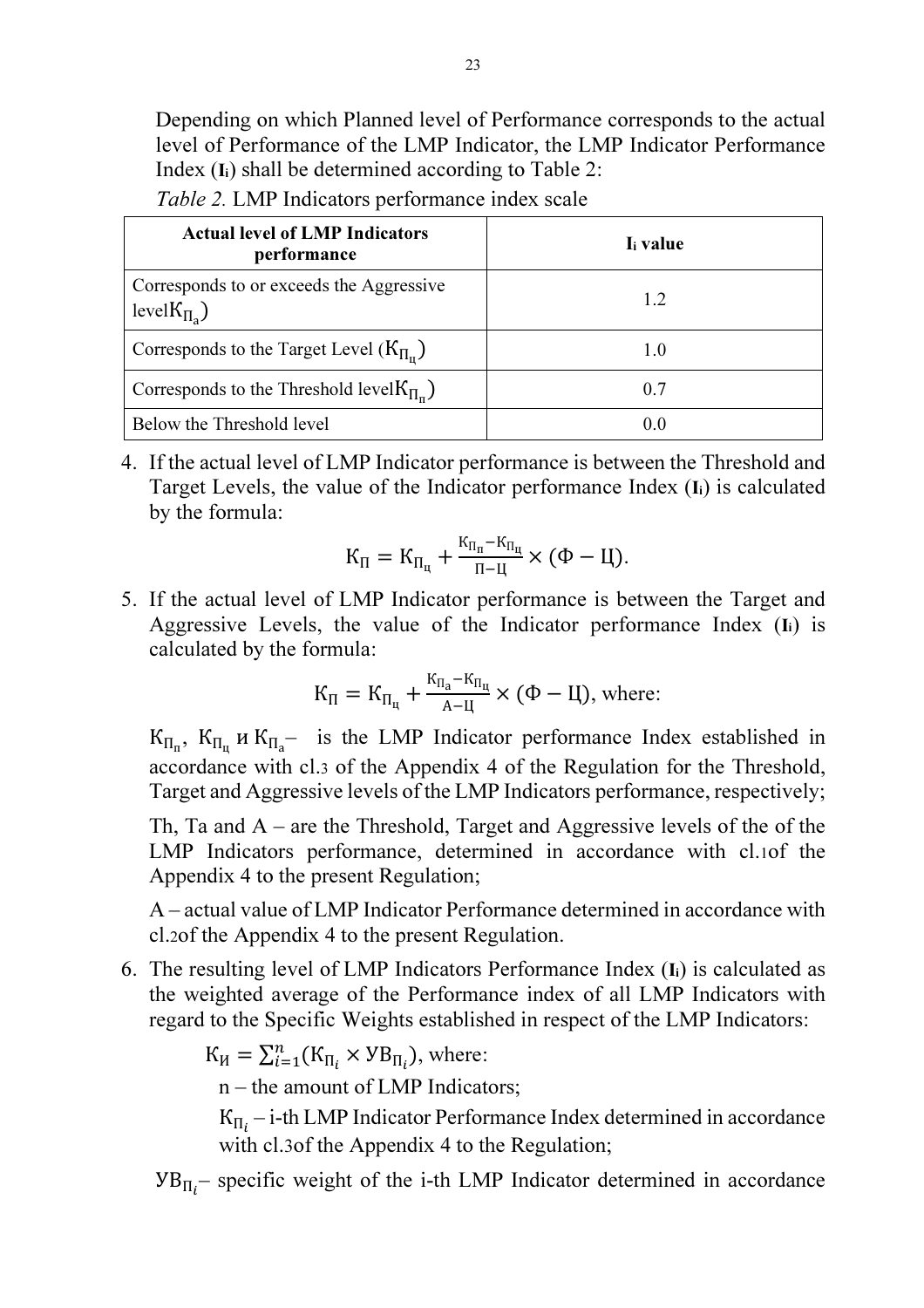Depending on which Planned level of Performance corresponds to the actual level of Performance of the LMP Indicator, the LMP Indicator Performance Index (**I**$_i$) shall be determined according to Table 2:

*Table 2.* LMP Indicators performance index scale

| **Actual level of LMP Indicators performance** | **I$_i$ value** |
|---|---|
| Corresponds to or exceeds the Aggressive level$К_{П_а}$) | 1.2 |
| Corresponds to the Target Level ($К_{П_ц}$) | 1.0 |
| Corresponds to the Threshold level$К_{П_п}$) | 0.7 |
| Below the Threshold level | 0.0 |

4. If the actual level of LMP Indicator performance is between the Threshold and Target Levels, the value of the Indicator performance Index (**I**$_i$) is calculated by the formula:

$$К_П = К_{П_ц} + \frac{К_{П_п} - К_{П_ц}}{П - Ц} \times (Ф - Ц).$$

5. If the actual level of LMP Indicator performance is between the Target and Aggressive Levels, the value of the Indicator performance Index (**I**$_i$) is calculated by the formula:

$$К_П = К_{П_ц} + \frac{К_{П_а} - К_{П_ц}}{А - Ц} \times (Ф - Ц), \text{ where:}$$

$К_{П_п}$, $К_{П_ц}$ и $К_{П_а}$– is the LMP Indicator performance Index established in accordance with cl.3 of the Appendix 4 of the Regulation for the Threshold, Target and Aggressive levels of the LMP Indicators performance, respectively;

Th, Ta and A – are the Threshold, Target and Aggressive levels of the of the LMP Indicators performance, determined in accordance with cl.1of the Appendix 4 to the present Regulation;

A – actual value of LMP Indicator Performance determined in accordance with cl.2of the Appendix 4 to the present Regulation.

6. The resulting level of LMP Indicators Performance Index (**I**$_i$) is calculated as the weighted average of the Performance index of all LMP Indicators with regard to the Specific Weights established in respect of the LMP Indicators:

$К_И = \sum_{i=1}^{n}(К_{П_i} \times УВ_{П_i})$, where:

n – the amount of LMP Indicators;

$К_{П_i}$ – i-th LMP Indicator Performance Index determined in accordance with cl.3of the Appendix 4 to the Regulation;

$УВ_{П_i}$– specific weight of the i-th LMP Indicator determined in accordance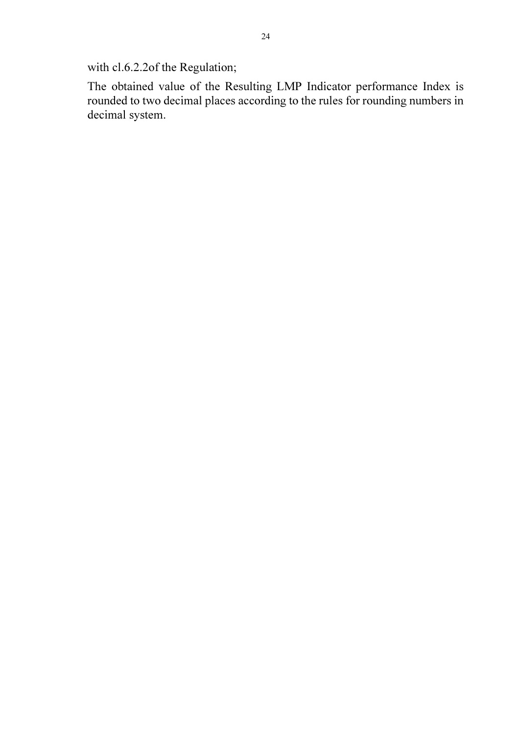with cl.6.2.2of the Regulation;

The obtained value of the Resulting LMP Indicator performance Index is rounded to two decimal places according to the rules for rounding numbers in decimal system.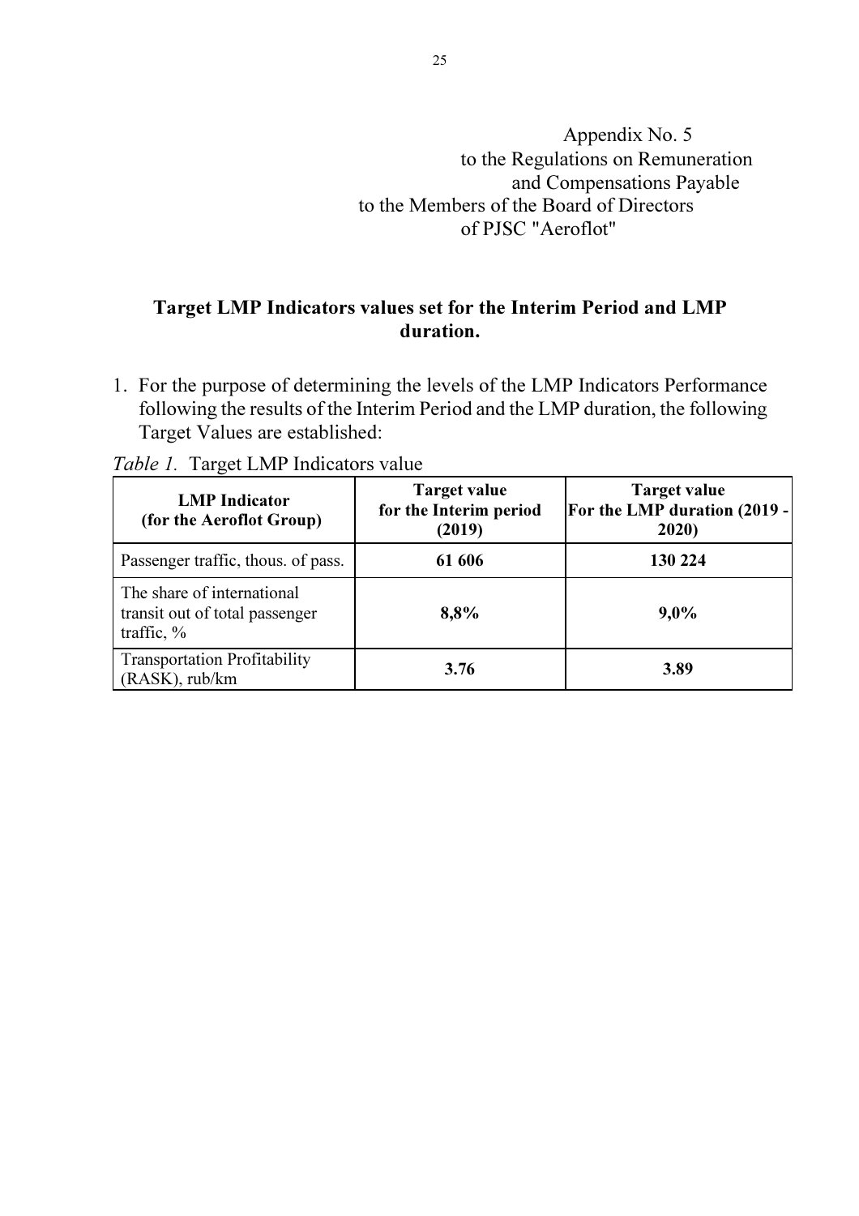Appendix No. 5
to the Regulations on Remuneration
and Compensations Payable
to the Members of the Board of Directors
of PJSC "Aeroflot"

## Target LMP Indicators values set for the Interim Period and LMP duration.

1. For the purpose of determining the levels of the LMP Indicators Performance following the results of the Interim Period and the LMP duration, the following Target Values are established:

*Table 1.* Target LMP Indicators value

| LMP Indicator (for the Aeroflot Group) | Target value for the Interim period (2019) | Target value For the LMP duration (2019 - 2020) |
|---|---|---|
| Passenger traffic, thous. of pass. | **61 606** | **130 224** |
| The share of international transit out of total passenger traffic, % | **8,8%** | **9,0%** |
| Transportation Profitability (RASK), rub/km | **3.76** | **3.89** |